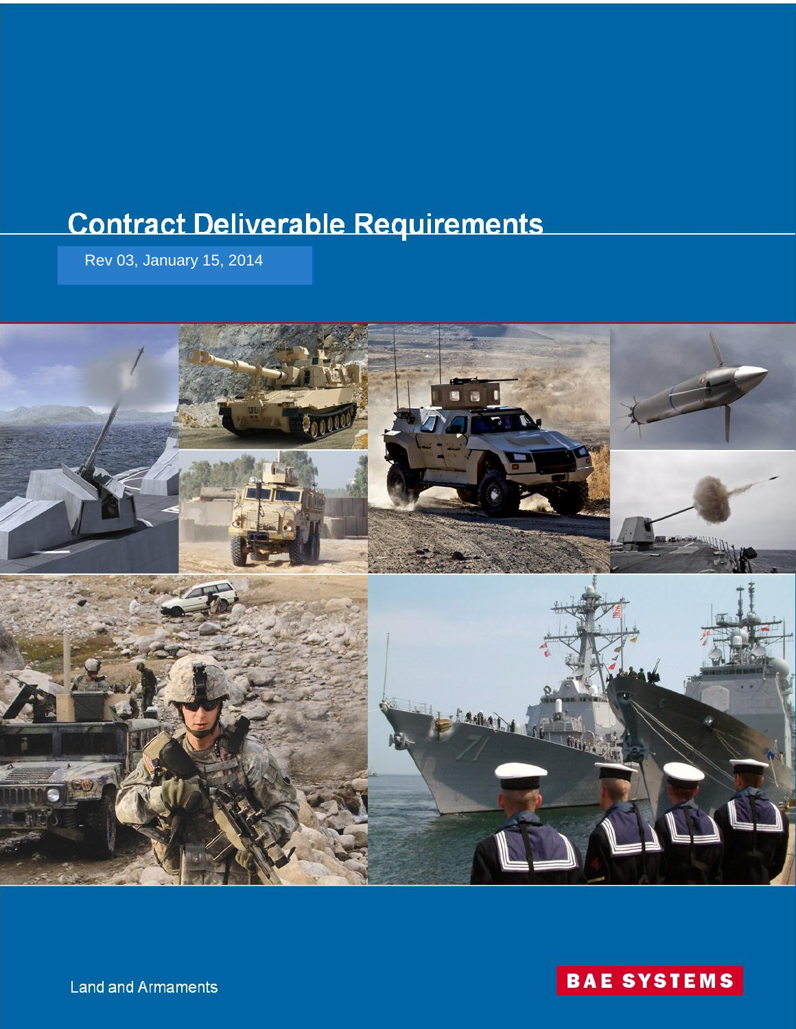# Contract Deliverable Requirements

Rev 03, January 15, 2014

Land and Armaments

BAE SYSTEMS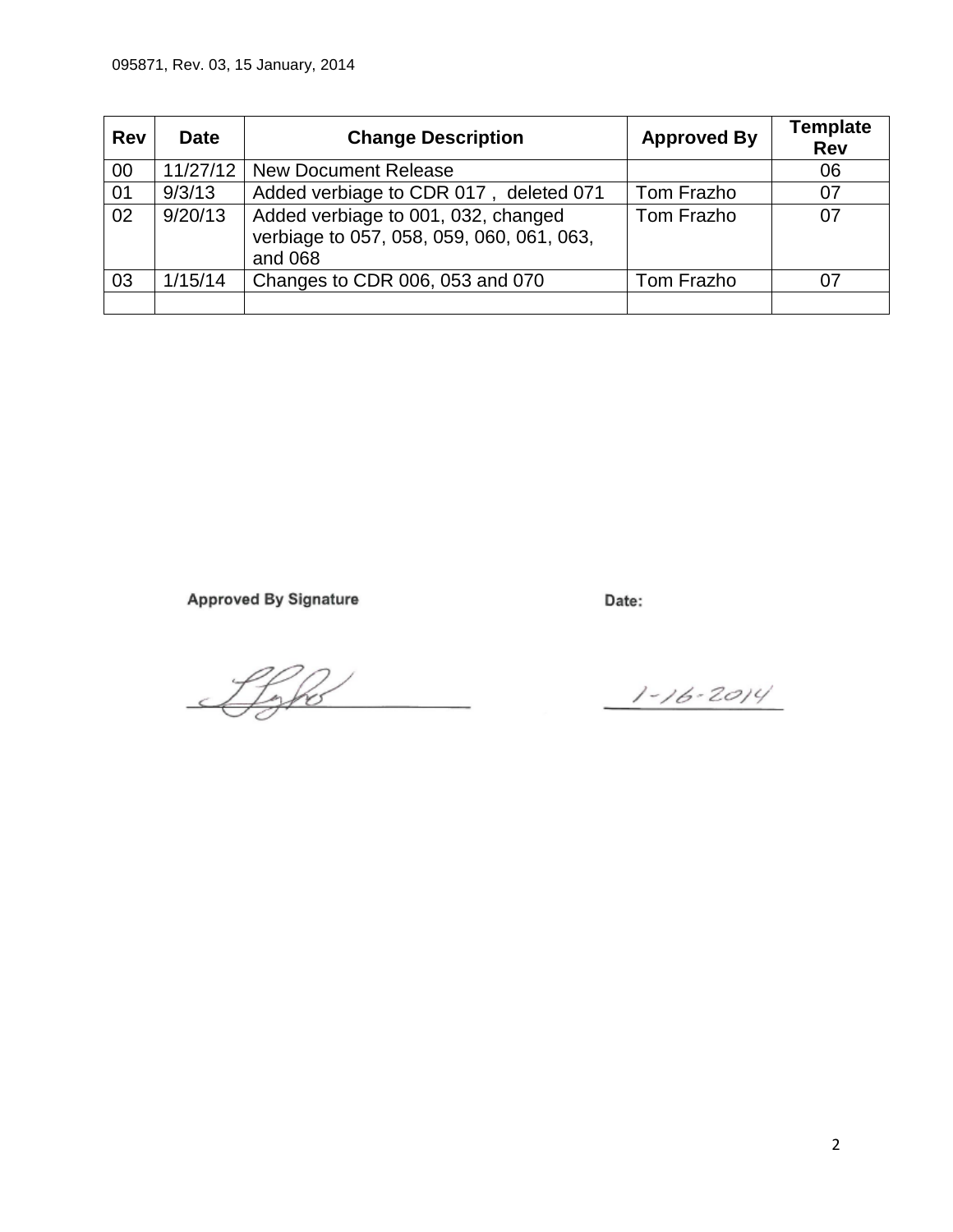| Rev | Date | Change Description | Approved By | Template Rev |
|---|---|---|---|---|
| 00 | 11/27/12 | New Document Release | | 06 |
| 01 | 9/3/13 | Added verbiage to CDR 017 , deleted 071 | Tom Frazho | 07 |
| 02 | 9/20/13 | Added verbiage to 001, 032, changed verbiage to 057, 058, 059, 060, 061, 063, and 068 | Tom Frazho | 07 |
| 03 | 1/15/14 | Changes to CDR 006, 053 and 070 | Tom Frazho | 07 |
| | | | | |

**Approved By Signature** **Date:**

1-16-2014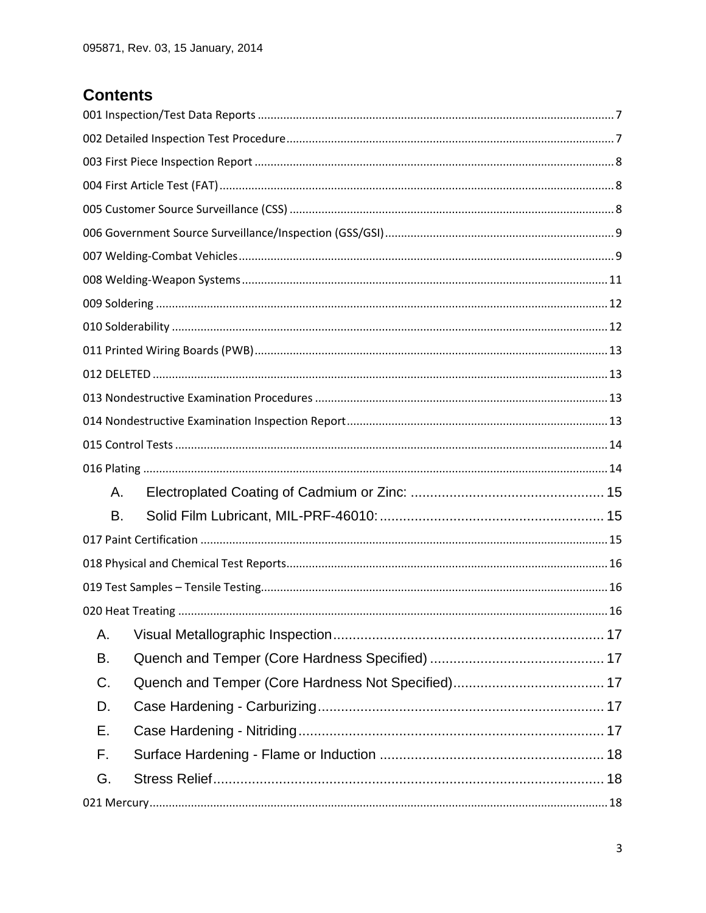# Contents

001 Inspection/Test Data Reports ... 7

002 Detailed Inspection Test Procedure ... 7

003 First Piece Inspection Report ... 8

004 First Article Test (FAT) ... 8

005 Customer Source Surveillance (CSS) ... 8

006 Government Source Surveillance/Inspection (GSS/GSI) ... 9

007 Welding-Combat Vehicles ... 9

008 Welding-Weapon Systems ... 11

009 Soldering ... 12

010 Solderability ... 12

011 Printed Wiring Boards (PWB) ... 13

012 DELETED ... 13

013 Nondestructive Examination Procedures ... 13

014 Nondestructive Examination Inspection Report ... 13

015 Control Tests ... 14

016 Plating ... 14

- A. Electroplated Coating of Cadmium or Zinc: ... 15
- B. Solid Film Lubricant, MIL-PRF-46010: ... 15

017 Paint Certification ... 15

018 Physical and Chemical Test Reports ... 16

019 Test Samples – Tensile Testing ... 16

020 Heat Treating ... 16

- A. Visual Metallographic Inspection ... 17
- B. Quench and Temper (Core Hardness Specified) ... 17
- C. Quench and Temper (Core Hardness Not Specified) ... 17
- D. Case Hardening - Carburizing ... 17
- E. Case Hardening - Nitriding ... 17
- F. Surface Hardening - Flame or Induction ... 18
- G. Stress Relief ... 18

021 Mercury ... 18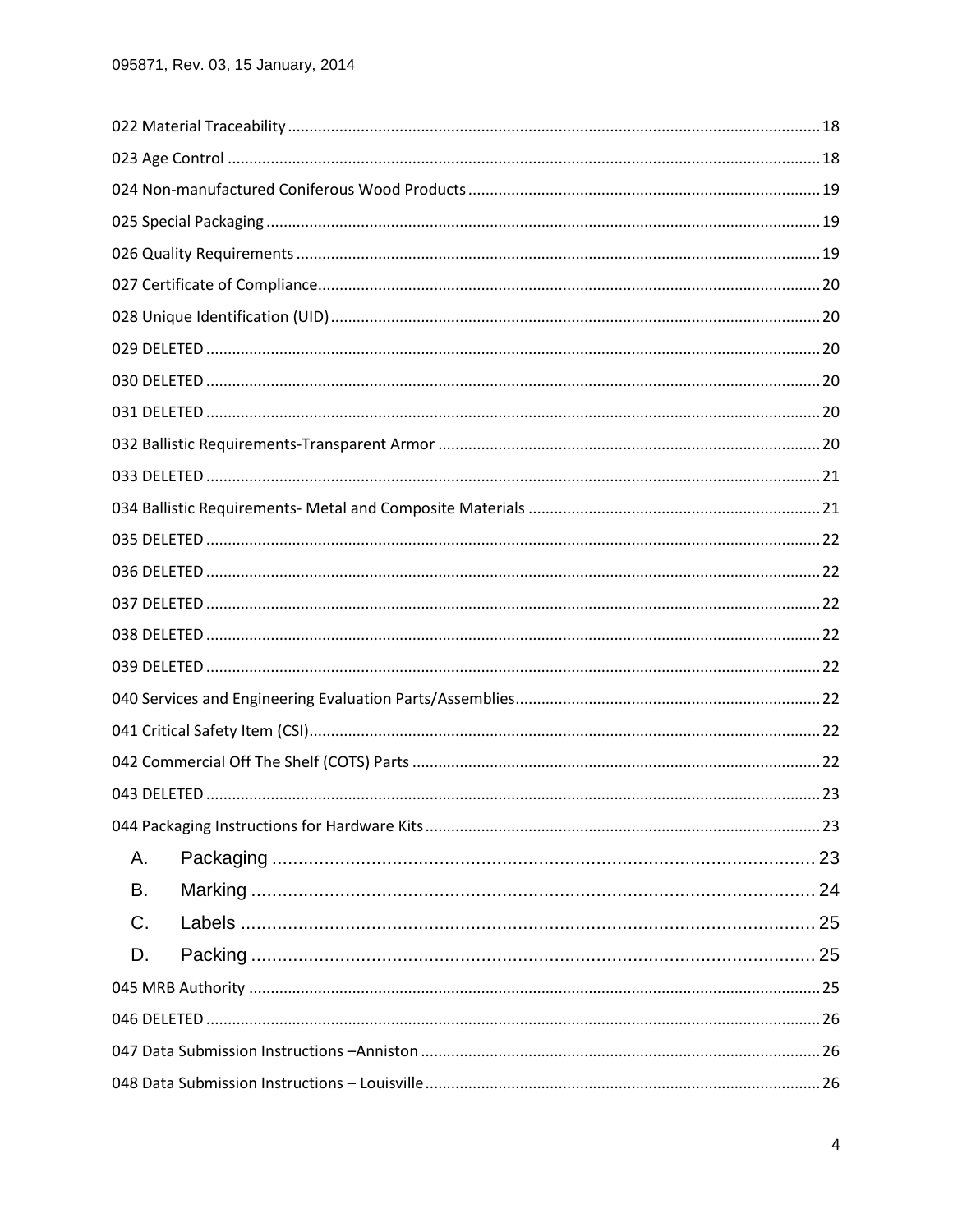022 Material Traceability ..... 18
023 Age Control ..... 18
024 Non-manufactured Coniferous Wood Products ..... 19
025 Special Packaging ..... 19
026 Quality Requirements ..... 19
027 Certificate of Compliance ..... 20
028 Unique Identification (UID) ..... 20
029 DELETED ..... 20
030 DELETED ..... 20
031 DELETED ..... 20
032 Ballistic Requirements-Transparent Armor ..... 20
033 DELETED ..... 21
034 Ballistic Requirements- Metal and Composite Materials ..... 21
035 DELETED ..... 22
036 DELETED ..... 22
037 DELETED ..... 22
038 DELETED ..... 22
039 DELETED ..... 22
040 Services and Engineering Evaluation Parts/Assemblies ..... 22
041 Critical Safety Item (CSI) ..... 22
042 Commercial Off The Shelf (COTS) Parts ..... 22
043 DELETED ..... 23
044 Packaging Instructions for Hardware Kits ..... 23
- A. Packaging ..... 23
- B. Marking ..... 24
- C. Labels ..... 25
- D. Packing ..... 25

045 MRB Authority ..... 25
046 DELETED ..... 26
047 Data Submission Instructions –Anniston ..... 26
048 Data Submission Instructions – Louisville ..... 26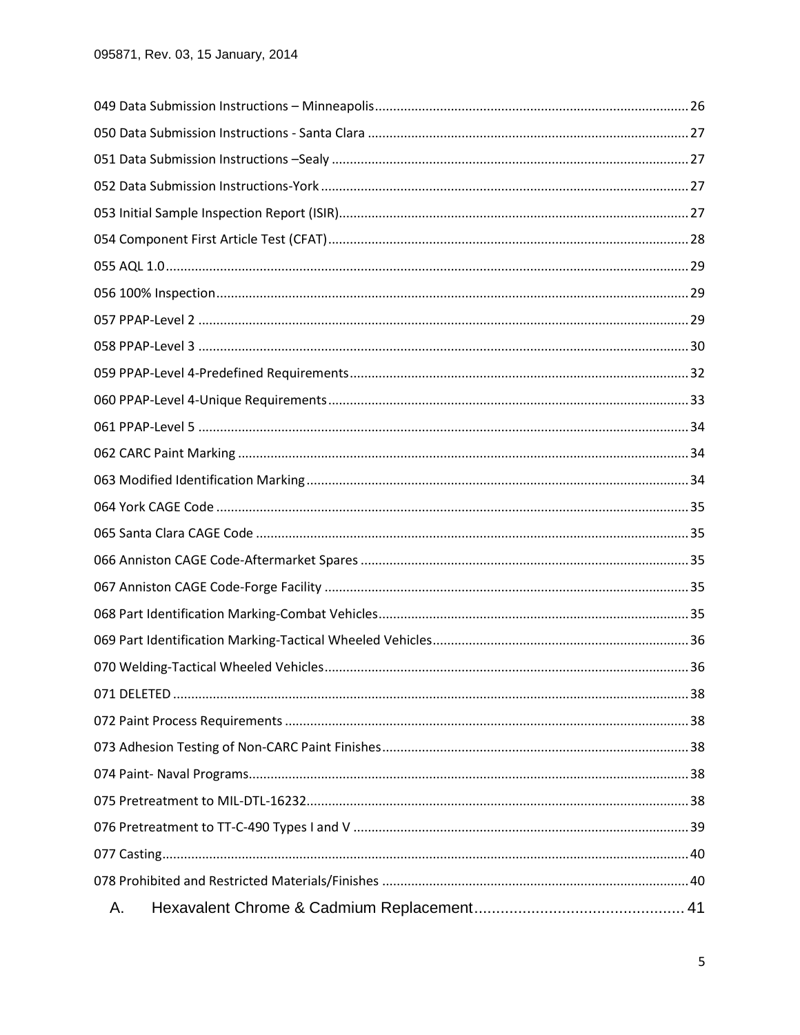049 Data Submission Instructions – Minneapolis ..... 26
050 Data Submission Instructions - Santa Clara ..... 27
051 Data Submission Instructions –Sealy ..... 27
052 Data Submission Instructions-York ..... 27
053 Initial Sample Inspection Report (ISIR) ..... 27
054 Component First Article Test (CFAT) ..... 28
055 AQL 1.0 ..... 29
056 100% Inspection ..... 29
057 PPAP-Level 2 ..... 29
058 PPAP-Level 3 ..... 30
059 PPAP-Level 4-Predefined Requirements ..... 32
060 PPAP-Level 4-Unique Requirements ..... 33
061 PPAP-Level 5 ..... 34
062 CARC Paint Marking ..... 34
063 Modified Identification Marking ..... 34
064 York CAGE Code ..... 35
065 Santa Clara CAGE Code ..... 35
066 Anniston CAGE Code-Aftermarket Spares ..... 35
067 Anniston CAGE Code-Forge Facility ..... 35
068 Part Identification Marking-Combat Vehicles ..... 35
069 Part Identification Marking-Tactical Wheeled Vehicles ..... 36
070 Welding-Tactical Wheeled Vehicles ..... 36
071 DELETED ..... 38
072 Paint Process Requirements ..... 38
073 Adhesion Testing of Non-CARC Paint Finishes ..... 38
074 Paint- Naval Programs ..... 38
075 Pretreatment to MIL-DTL-16232 ..... 38
076 Pretreatment to TT-C-490 Types I and V ..... 39
077 Casting ..... 40
078 Prohibited and Restricted Materials/Finishes ..... 40

A. Hexavalent Chrome & Cadmium Replacement ..... 41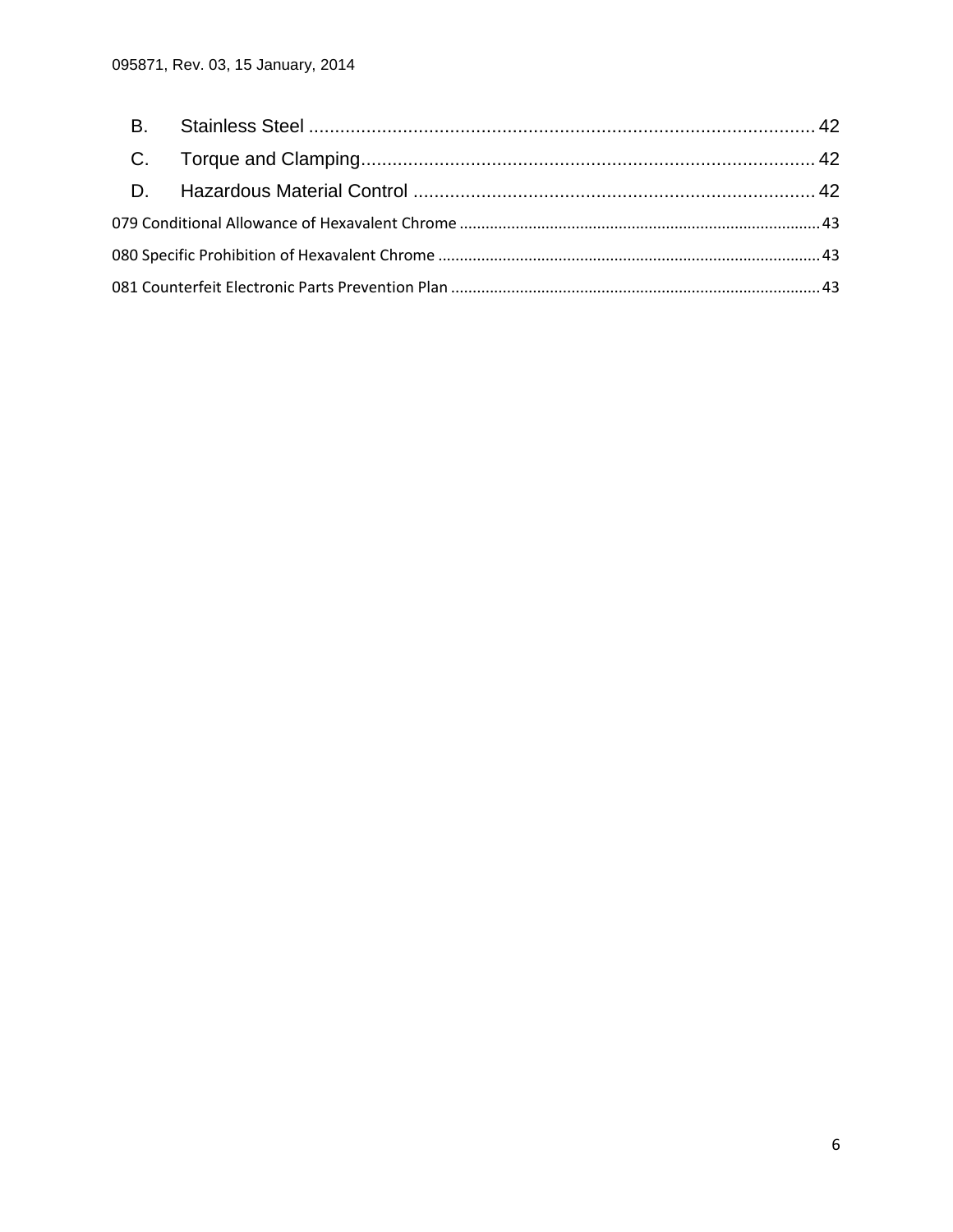B. Stainless Steel ................................................................................................ 42

C. Torque and Clamping...................................................................................... 42

D. Hazardous Material Control ............................................................................ 42

079 Conditional Allowance of Hexavalent Chrome .................................................................................... 43

080 Specific Prohibition of Hexavalent Chrome ........................................................................................ 43

081 Counterfeit Electronic Parts Prevention Plan ..................................................................................... 43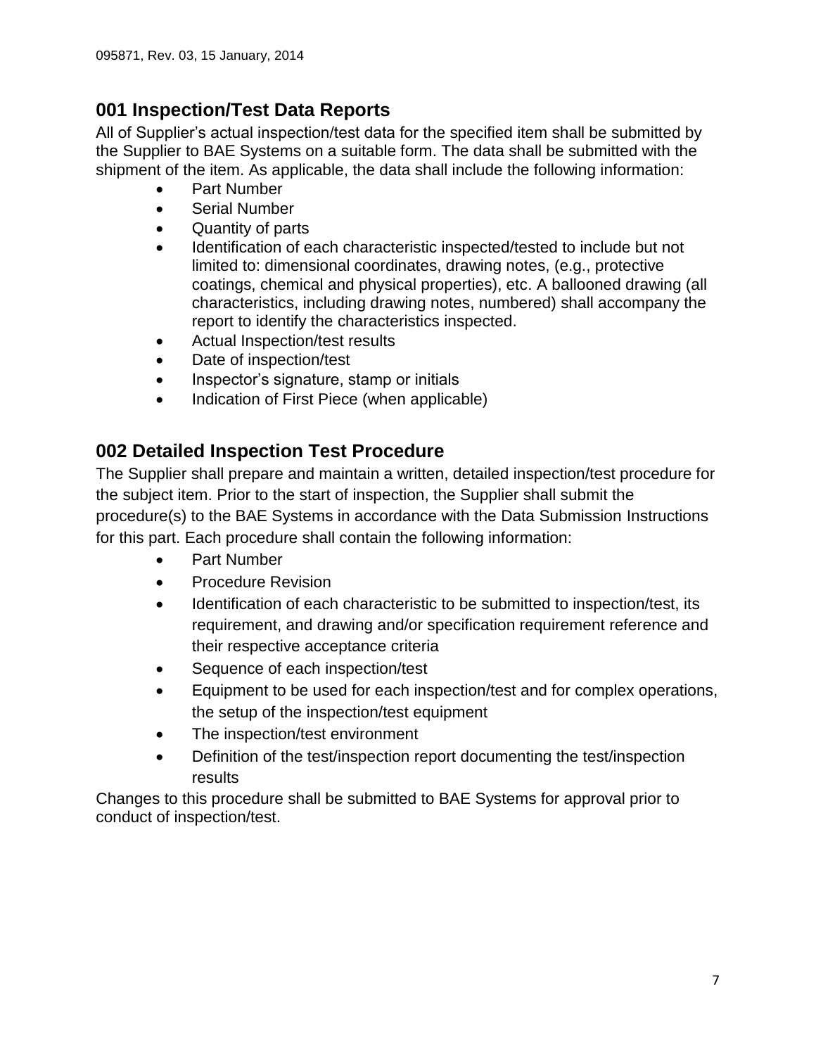## 001 Inspection/Test Data Reports

All of Supplier's actual inspection/test data for the specified item shall be submitted by the Supplier to BAE Systems on a suitable form. The data shall be submitted with the shipment of the item. As applicable, the data shall include the following information:

- Part Number
- Serial Number
- Quantity of parts
- Identification of each characteristic inspected/tested to include but not limited to: dimensional coordinates, drawing notes, (e.g., protective coatings, chemical and physical properties), etc. A ballooned drawing (all characteristics, including drawing notes, numbered) shall accompany the report to identify the characteristics inspected.
- Actual Inspection/test results
- Date of inspection/test
- Inspector's signature, stamp or initials
- Indication of First Piece (when applicable)

## 002 Detailed Inspection Test Procedure

The Supplier shall prepare and maintain a written, detailed inspection/test procedure for the subject item. Prior to the start of inspection, the Supplier shall submit the procedure(s) to the BAE Systems in accordance with the Data Submission Instructions for this part. Each procedure shall contain the following information:

- Part Number
- Procedure Revision
- Identification of each characteristic to be submitted to inspection/test, its requirement, and drawing and/or specification requirement reference and their respective acceptance criteria
- Sequence of each inspection/test
- Equipment to be used for each inspection/test and for complex operations, the setup of the inspection/test equipment
- The inspection/test environment
- Definition of the test/inspection report documenting the test/inspection results

Changes to this procedure shall be submitted to BAE Systems for approval prior to conduct of inspection/test.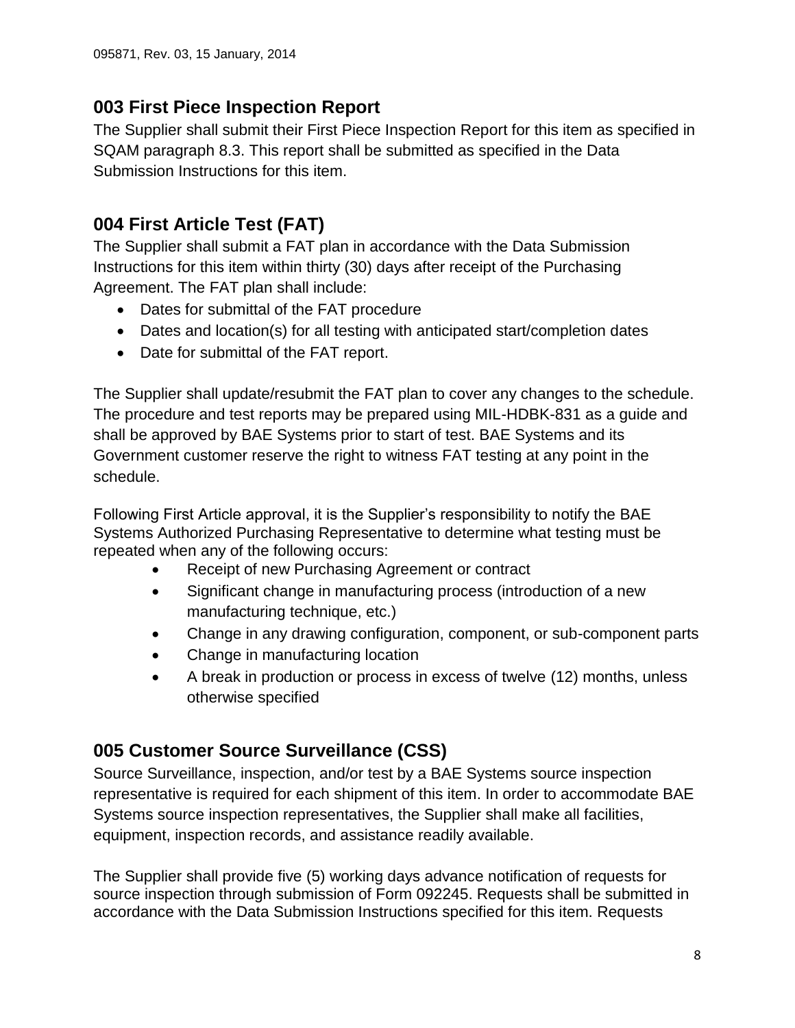## 003 First Piece Inspection Report

The Supplier shall submit their First Piece Inspection Report for this item as specified in SQAM paragraph 8.3. This report shall be submitted as specified in the Data Submission Instructions for this item.

## 004 First Article Test (FAT)

The Supplier shall submit a FAT plan in accordance with the Data Submission Instructions for this item within thirty (30) days after receipt of the Purchasing Agreement. The FAT plan shall include:

- Dates for submittal of the FAT procedure
- Dates and location(s) for all testing with anticipated start/completion dates
- Date for submittal of the FAT report.

The Supplier shall update/resubmit the FAT plan to cover any changes to the schedule. The procedure and test reports may be prepared using MIL-HDBK-831 as a guide and shall be approved by BAE Systems prior to start of test. BAE Systems and its Government customer reserve the right to witness FAT testing at any point in the schedule.

Following First Article approval, it is the Supplier's responsibility to notify the BAE Systems Authorized Purchasing Representative to determine what testing must be repeated when any of the following occurs:

- Receipt of new Purchasing Agreement or contract
- Significant change in manufacturing process (introduction of a new manufacturing technique, etc.)
- Change in any drawing configuration, component, or sub-component parts
- Change in manufacturing location
- A break in production or process in excess of twelve (12) months, unless otherwise specified

## 005 Customer Source Surveillance (CSS)

Source Surveillance, inspection, and/or test by a BAE Systems source inspection representative is required for each shipment of this item. In order to accommodate BAE Systems source inspection representatives, the Supplier shall make all facilities, equipment, inspection records, and assistance readily available.

The Supplier shall provide five (5) working days advance notification of requests for source inspection through submission of Form 092245. Requests shall be submitted in accordance with the Data Submission Instructions specified for this item. Requests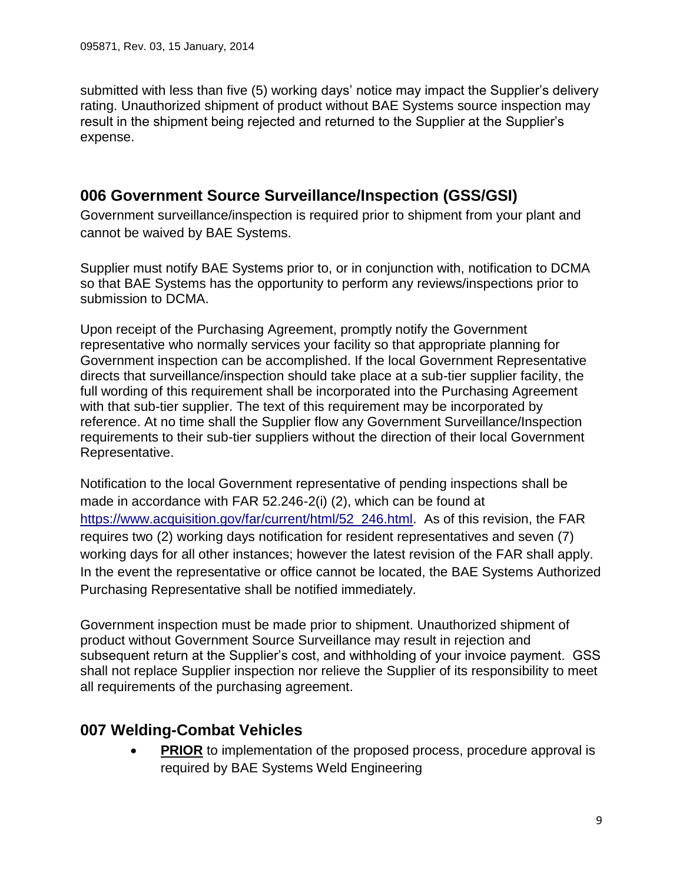submitted with less than five (5) working days' notice may impact the Supplier's delivery rating. Unauthorized shipment of product without BAE Systems source inspection may result in the shipment being rejected and returned to the Supplier at the Supplier's expense.

## 006 Government Source Surveillance/Inspection (GSS/GSI)

Government surveillance/inspection is required prior to shipment from your plant and cannot be waived by BAE Systems.

Supplier must notify BAE Systems prior to, or in conjunction with, notification to DCMA so that BAE Systems has the opportunity to perform any reviews/inspections prior to submission to DCMA.

Upon receipt of the Purchasing Agreement, promptly notify the Government representative who normally services your facility so that appropriate planning for Government inspection can be accomplished. If the local Government Representative directs that surveillance/inspection should take place at a sub-tier supplier facility, the full wording of this requirement shall be incorporated into the Purchasing Agreement with that sub-tier supplier. The text of this requirement may be incorporated by reference. At no time shall the Supplier flow any Government Surveillance/Inspection requirements to their sub-tier suppliers without the direction of their local Government Representative.

Notification to the local Government representative of pending inspections shall be made in accordance with FAR 52.246-2(i) (2), which can be found at https://www.acquisition.gov/far/current/html/52_246.html. As of this revision, the FAR requires two (2) working days notification for resident representatives and seven (7) working days for all other instances; however the latest revision of the FAR shall apply. In the event the representative or office cannot be located, the BAE Systems Authorized Purchasing Representative shall be notified immediately.

Government inspection must be made prior to shipment. Unauthorized shipment of product without Government Source Surveillance may result in rejection and subsequent return at the Supplier's cost, and withholding of your invoice payment. GSS shall not replace Supplier inspection nor relieve the Supplier of its responsibility to meet all requirements of the purchasing agreement.

## 007 Welding-Combat Vehicles

- **PRIOR** to implementation of the proposed process, procedure approval is required by BAE Systems Weld Engineering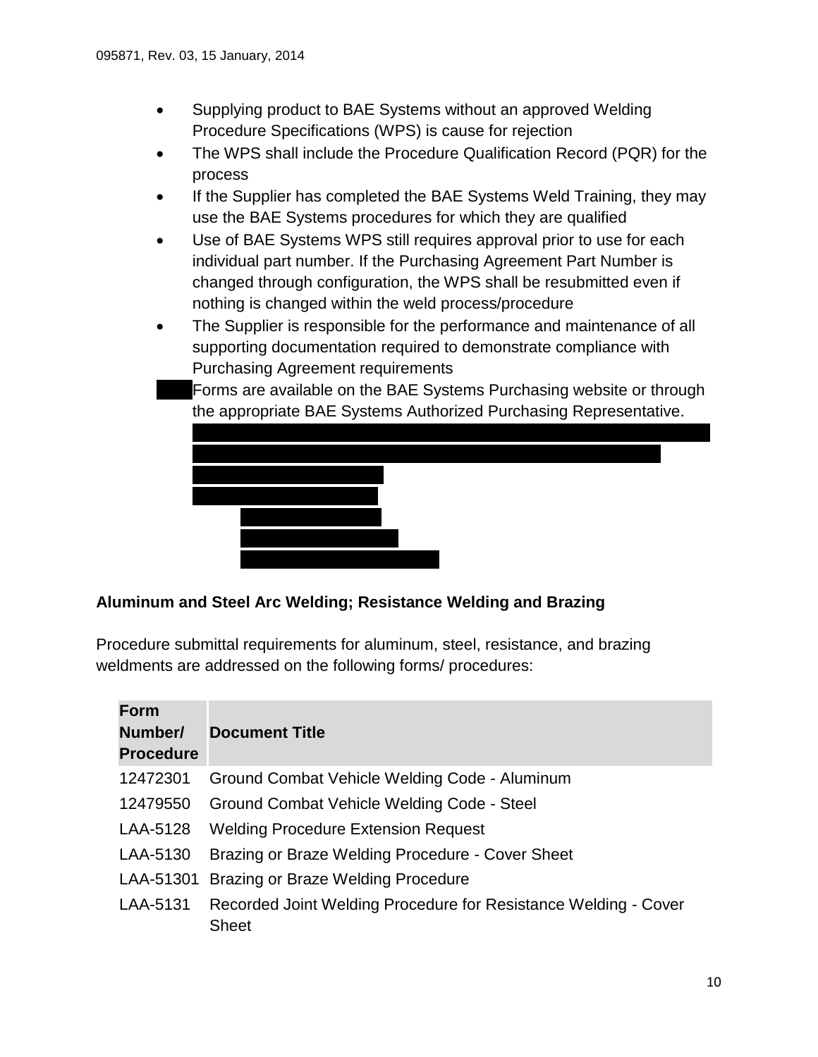- Supplying product to BAE Systems without an approved Welding Procedure Specifications (WPS) is cause for rejection
- The WPS shall include the Procedure Qualification Record (PQR) for the process
- If the Supplier has completed the BAE Systems Weld Training, they may use the BAE Systems procedures for which they are qualified
- Use of BAE Systems WPS still requires approval prior to use for each individual part number. If the Purchasing Agreement Part Number is changed through configuration, the WPS shall be resubmitted even if nothing is changed within the weld process/procedure
- The Supplier is responsible for the performance and maintenance of all supporting documentation required to demonstrate compliance with Purchasing Agreement requirements
- Forms are available on the BAE Systems Purchasing website or through the appropriate BAE Systems Authorized Purchasing Representative.

### Aluminum and Steel Arc Welding; Resistance Welding and Brazing

Procedure submittal requirements for aluminum, steel, resistance, and brazing weldments are addressed on the following forms/ procedures:

| Form Number/ Procedure | Document Title |
|---|---|
| 12472301 | Ground Combat Vehicle Welding Code - Aluminum |
| 12479550 | Ground Combat Vehicle Welding Code - Steel |
| LAA-5128 | Welding Procedure Extension Request |
| LAA-5130 | Brazing or Braze Welding Procedure - Cover Sheet |
| LAA-51301 | Brazing or Braze Welding Procedure |
| LAA-5131 | Recorded Joint Welding Procedure for Resistance Welding - Cover Sheet |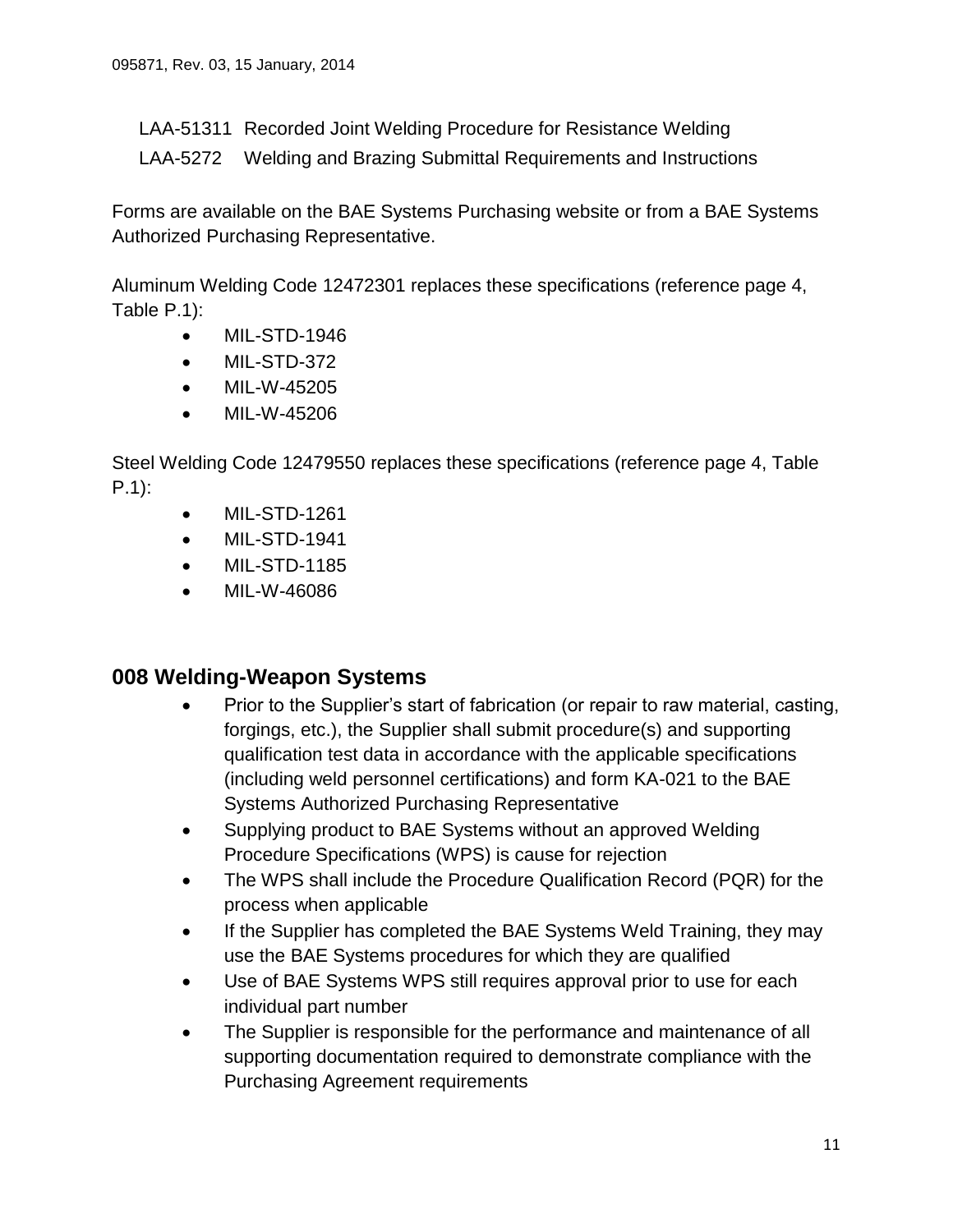LAA-51311 Recorded Joint Welding Procedure for Resistance Welding

LAA-5272 Welding and Brazing Submittal Requirements and Instructions

Forms are available on the BAE Systems Purchasing website or from a BAE Systems Authorized Purchasing Representative.

Aluminum Welding Code 12472301 replaces these specifications (reference page 4, Table P.1):

- MIL-STD-1946
- MIL-STD-372
- MIL-W-45205
- MIL-W-45206

Steel Welding Code 12479550 replaces these specifications (reference page 4, Table P.1):

- MIL-STD-1261
- MIL-STD-1941
- MIL-STD-1185
- MIL-W-46086

## 008 Welding-Weapon Systems

- Prior to the Supplier's start of fabrication (or repair to raw material, casting, forgings, etc.), the Supplier shall submit procedure(s) and supporting qualification test data in accordance with the applicable specifications (including weld personnel certifications) and form KA-021 to the BAE Systems Authorized Purchasing Representative
- Supplying product to BAE Systems without an approved Welding Procedure Specifications (WPS) is cause for rejection
- The WPS shall include the Procedure Qualification Record (PQR) for the process when applicable
- If the Supplier has completed the BAE Systems Weld Training, they may use the BAE Systems procedures for which they are qualified
- Use of BAE Systems WPS still requires approval prior to use for each individual part number
- The Supplier is responsible for the performance and maintenance of all supporting documentation required to demonstrate compliance with the Purchasing Agreement requirements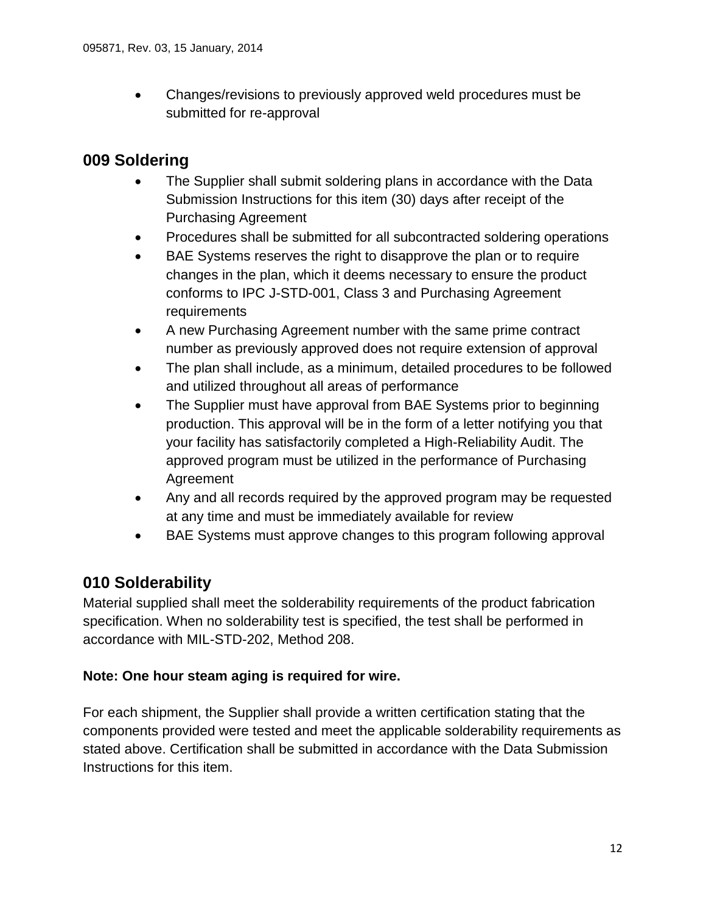- Changes/revisions to previously approved weld procedures must be submitted for re-approval

## 009 Soldering

- The Supplier shall submit soldering plans in accordance with the Data Submission Instructions for this item (30) days after receipt of the Purchasing Agreement
- Procedures shall be submitted for all subcontracted soldering operations
- BAE Systems reserves the right to disapprove the plan or to require changes in the plan, which it deems necessary to ensure the product conforms to IPC J-STD-001, Class 3 and Purchasing Agreement requirements
- A new Purchasing Agreement number with the same prime contract number as previously approved does not require extension of approval
- The plan shall include, as a minimum, detailed procedures to be followed and utilized throughout all areas of performance
- The Supplier must have approval from BAE Systems prior to beginning production. This approval will be in the form of a letter notifying you that your facility has satisfactorily completed a High-Reliability Audit. The approved program must be utilized in the performance of Purchasing Agreement
- Any and all records required by the approved program may be requested at any time and must be immediately available for review
- BAE Systems must approve changes to this program following approval

## 010 Solderability

Material supplied shall meet the solderability requirements of the product fabrication specification. When no solderability test is specified, the test shall be performed in accordance with MIL-STD-202, Method 208.

**Note: One hour steam aging is required for wire.**

For each shipment, the Supplier shall provide a written certification stating that the components provided were tested and meet the applicable solderability requirements as stated above. Certification shall be submitted in accordance with the Data Submission Instructions for this item.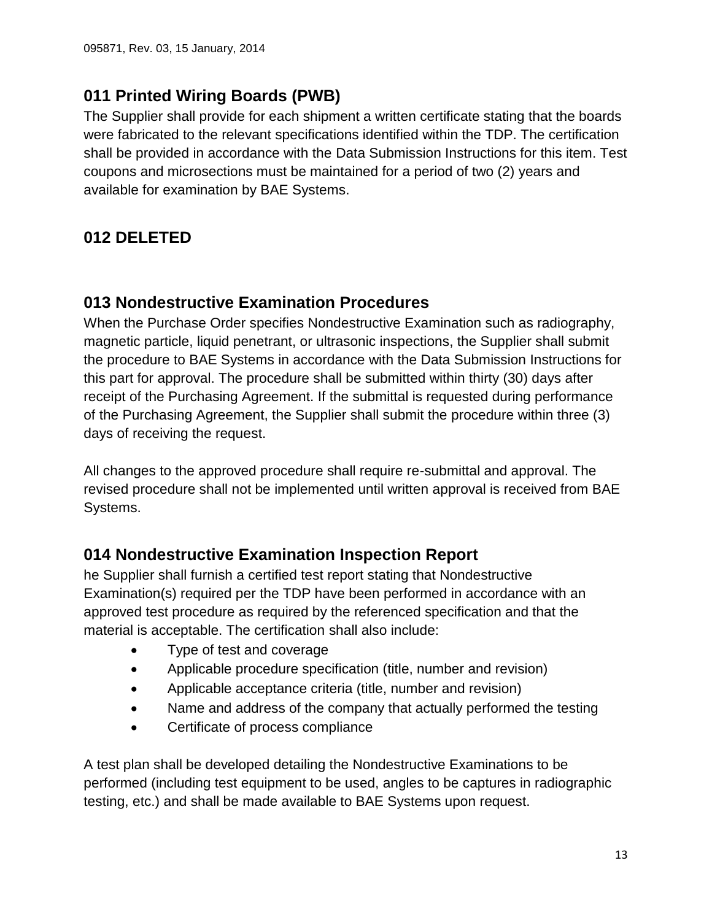## 011 Printed Wiring Boards (PWB)

The Supplier shall provide for each shipment a written certificate stating that the boards were fabricated to the relevant specifications identified within the TDP. The certification shall be provided in accordance with the Data Submission Instructions for this item. Test coupons and microsections must be maintained for a period of two (2) years and available for examination by BAE Systems.

## 012 DELETED

## 013 Nondestructive Examination Procedures

When the Purchase Order specifies Nondestructive Examination such as radiography, magnetic particle, liquid penetrant, or ultrasonic inspections, the Supplier shall submit the procedure to BAE Systems in accordance with the Data Submission Instructions for this part for approval. The procedure shall be submitted within thirty (30) days after receipt of the Purchasing Agreement. If the submittal is requested during performance of the Purchasing Agreement, the Supplier shall submit the procedure within three (3) days of receiving the request.

All changes to the approved procedure shall require re-submittal and approval. The revised procedure shall not be implemented until written approval is received from BAE Systems.

## 014 Nondestructive Examination Inspection Report

he Supplier shall furnish a certified test report stating that Nondestructive Examination(s) required per the TDP have been performed in accordance with an approved test procedure as required by the referenced specification and that the material is acceptable. The certification shall also include:

- Type of test and coverage
- Applicable procedure specification (title, number and revision)
- Applicable acceptance criteria (title, number and revision)
- Name and address of the company that actually performed the testing
- Certificate of process compliance

A test plan shall be developed detailing the Nondestructive Examinations to be performed (including test equipment to be used, angles to be captures in radiographic testing, etc.) and shall be made available to BAE Systems upon request.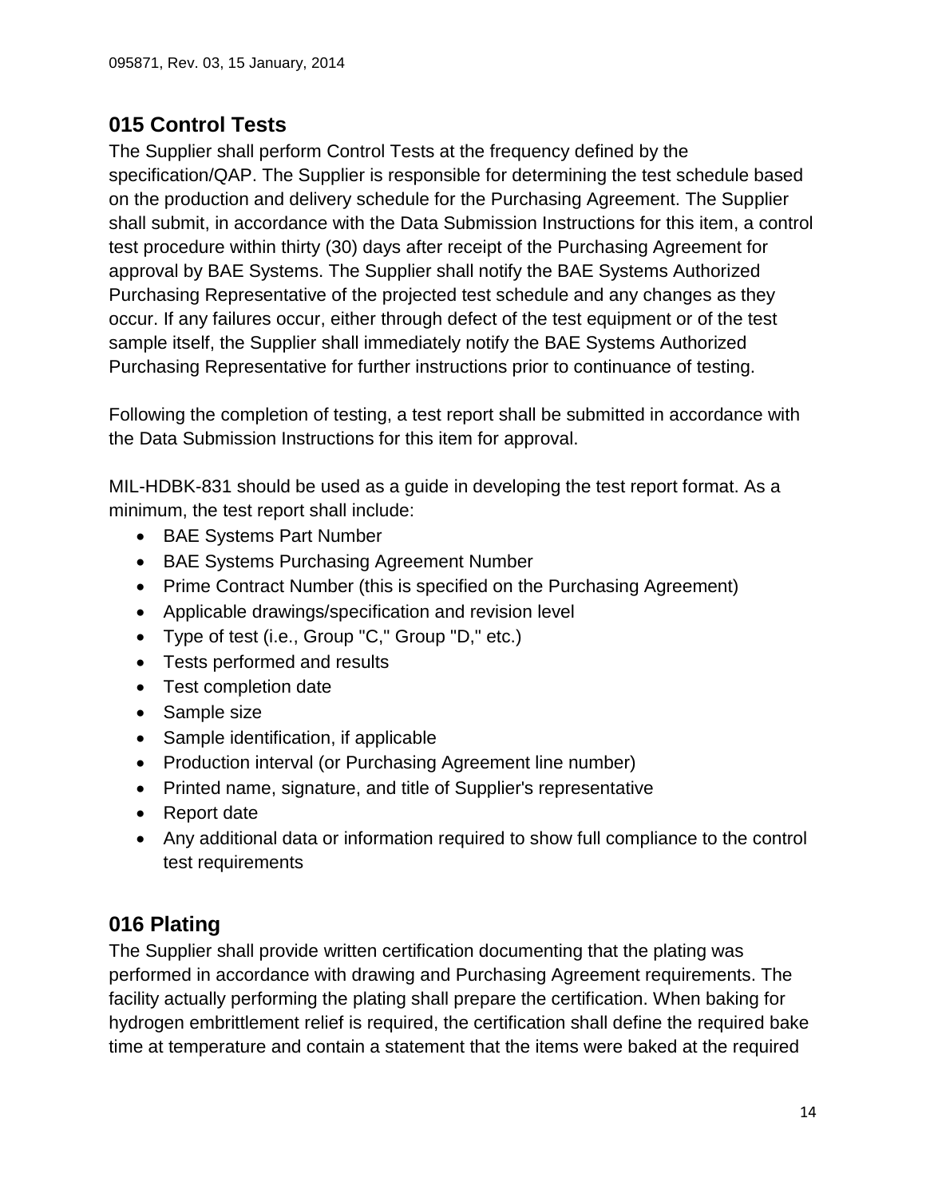## 015 Control Tests

The Supplier shall perform Control Tests at the frequency defined by the specification/QAP. The Supplier is responsible for determining the test schedule based on the production and delivery schedule for the Purchasing Agreement. The Supplier shall submit, in accordance with the Data Submission Instructions for this item, a control test procedure within thirty (30) days after receipt of the Purchasing Agreement for approval by BAE Systems. The Supplier shall notify the BAE Systems Authorized Purchasing Representative of the projected test schedule and any changes as they occur. If any failures occur, either through defect of the test equipment or of the test sample itself, the Supplier shall immediately notify the BAE Systems Authorized Purchasing Representative for further instructions prior to continuance of testing.

Following the completion of testing, a test report shall be submitted in accordance with the Data Submission Instructions for this item for approval.

MIL-HDBK-831 should be used as a guide in developing the test report format. As a minimum, the test report shall include:

- BAE Systems Part Number
- BAE Systems Purchasing Agreement Number
- Prime Contract Number (this is specified on the Purchasing Agreement)
- Applicable drawings/specification and revision level
- Type of test (i.e., Group "C," Group "D," etc.)
- Tests performed and results
- Test completion date
- Sample size
- Sample identification, if applicable
- Production interval (or Purchasing Agreement line number)
- Printed name, signature, and title of Supplier's representative
- Report date
- Any additional data or information required to show full compliance to the control test requirements

## 016 Plating

The Supplier shall provide written certification documenting that the plating was performed in accordance with drawing and Purchasing Agreement requirements. The facility actually performing the plating shall prepare the certification. When baking for hydrogen embrittlement relief is required, the certification shall define the required bake time at temperature and contain a statement that the items were baked at the required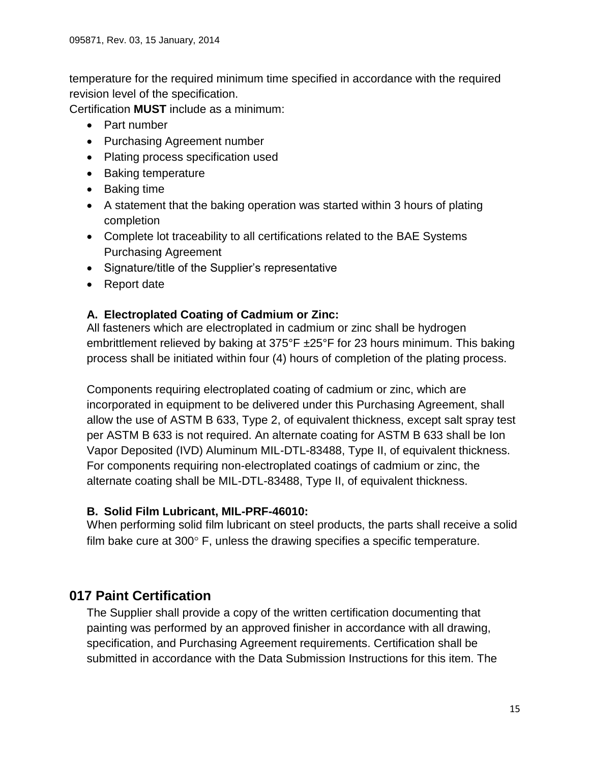temperature for the required minimum time specified in accordance with the required revision level of the specification.

Certification **MUST** include as a minimum:

- Part number
- Purchasing Agreement number
- Plating process specification used
- Baking temperature
- Baking time
- A statement that the baking operation was started within 3 hours of plating completion
- Complete lot traceability to all certifications related to the BAE Systems Purchasing Agreement
- Signature/title of the Supplier's representative
- Report date

### A. Electroplated Coating of Cadmium or Zinc:

All fasteners which are electroplated in cadmium or zinc shall be hydrogen embrittlement relieved by baking at 375°F ±25°F for 23 hours minimum. This baking process shall be initiated within four (4) hours of completion of the plating process.

Components requiring electroplated coating of cadmium or zinc, which are incorporated in equipment to be delivered under this Purchasing Agreement, shall allow the use of ASTM B 633, Type 2, of equivalent thickness, except salt spray test per ASTM B 633 is not required. An alternate coating for ASTM B 633 shall be Ion Vapor Deposited (IVD) Aluminum MIL-DTL-83488, Type II, of equivalent thickness. For components requiring non-electroplated coatings of cadmium or zinc, the alternate coating shall be MIL-DTL-83488, Type II, of equivalent thickness.

### B. Solid Film Lubricant, MIL-PRF-46010:

When performing solid film lubricant on steel products, the parts shall receive a solid film bake cure at 300° F, unless the drawing specifies a specific temperature.

## 017 Paint Certification

The Supplier shall provide a copy of the written certification documenting that painting was performed by an approved finisher in accordance with all drawing, specification, and Purchasing Agreement requirements. Certification shall be submitted in accordance with the Data Submission Instructions for this item. The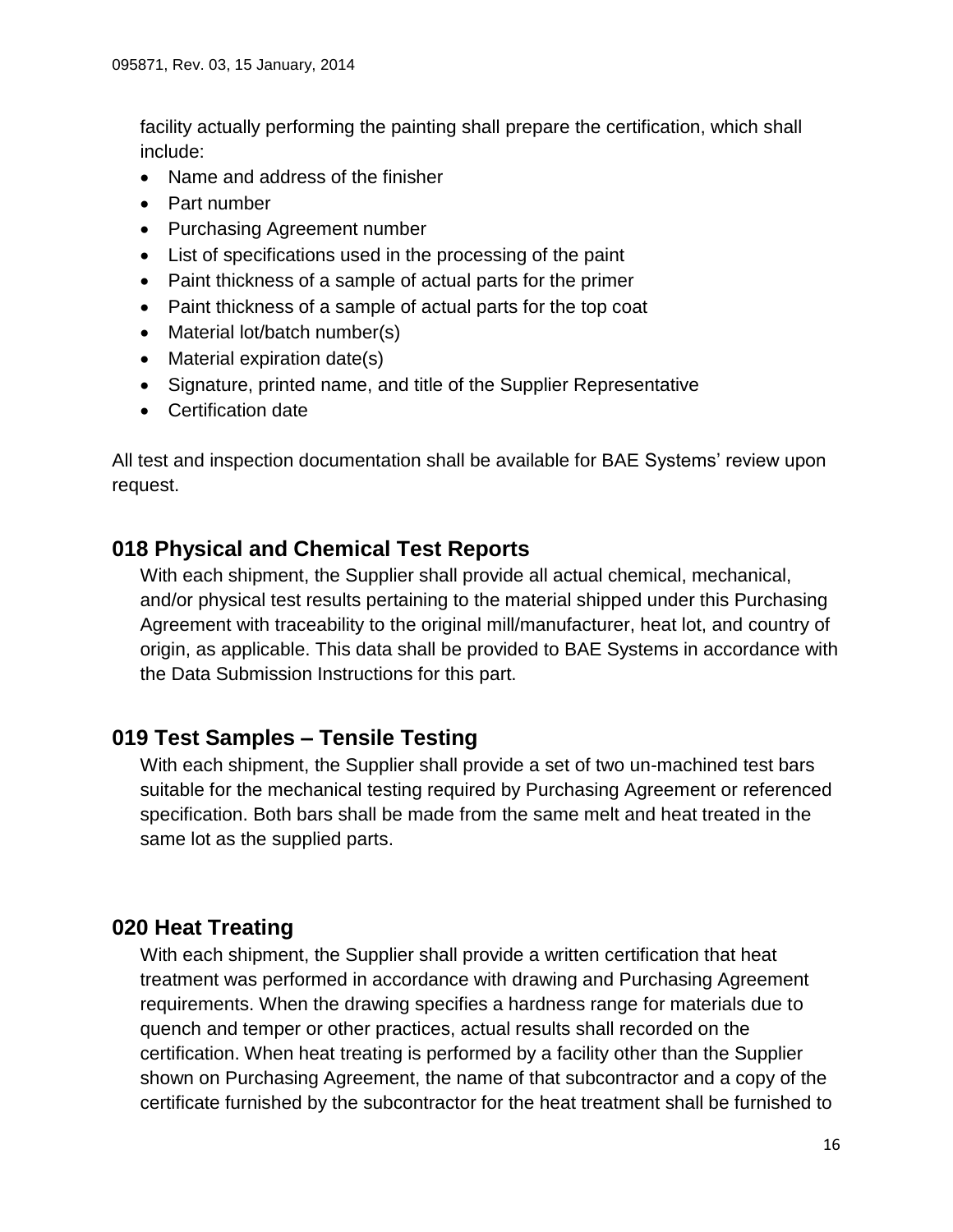facility actually performing the painting shall prepare the certification, which shall include:

- Name and address of the finisher
- Part number
- Purchasing Agreement number
- List of specifications used in the processing of the paint
- Paint thickness of a sample of actual parts for the primer
- Paint thickness of a sample of actual parts for the top coat
- Material lot/batch number(s)
- Material expiration date(s)
- Signature, printed name, and title of the Supplier Representative
- Certification date

All test and inspection documentation shall be available for BAE Systems' review upon request.

## 018 Physical and Chemical Test Reports

With each shipment, the Supplier shall provide all actual chemical, mechanical, and/or physical test results pertaining to the material shipped under this Purchasing Agreement with traceability to the original mill/manufacturer, heat lot, and country of origin, as applicable. This data shall be provided to BAE Systems in accordance with the Data Submission Instructions for this part.

## 019 Test Samples – Tensile Testing

With each shipment, the Supplier shall provide a set of two un-machined test bars suitable for the mechanical testing required by Purchasing Agreement or referenced specification. Both bars shall be made from the same melt and heat treated in the same lot as the supplied parts.

## 020 Heat Treating

With each shipment, the Supplier shall provide a written certification that heat treatment was performed in accordance with drawing and Purchasing Agreement requirements. When the drawing specifies a hardness range for materials due to quench and temper or other practices, actual results shall recorded on the certification. When heat treating is performed by a facility other than the Supplier shown on Purchasing Agreement, the name of that subcontractor and a copy of the certificate furnished by the subcontractor for the heat treatment shall be furnished to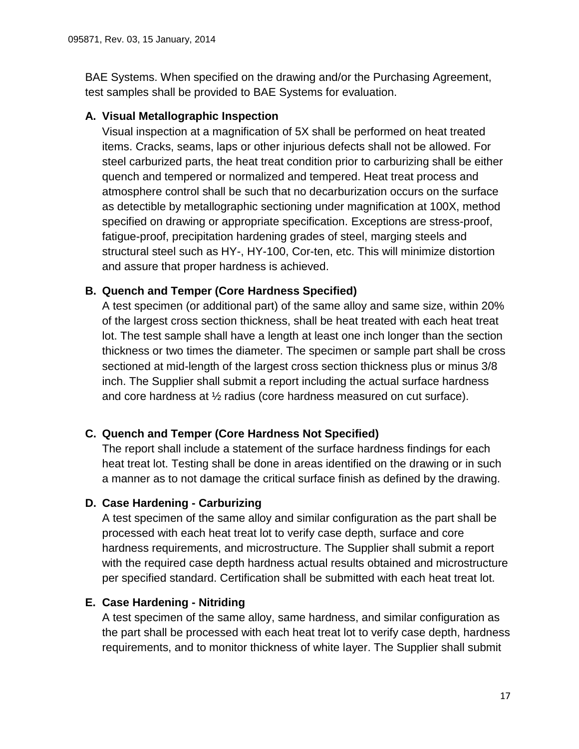BAE Systems. When specified on the drawing and/or the Purchasing Agreement, test samples shall be provided to BAE Systems for evaluation.

**A. Visual Metallographic Inspection**

Visual inspection at a magnification of 5X shall be performed on heat treated items. Cracks, seams, laps or other injurious defects shall not be allowed. For steel carburized parts, the heat treat condition prior to carburizing shall be either quench and tempered or normalized and tempered. Heat treat process and atmosphere control shall be such that no decarburization occurs on the surface as detectible by metallographic sectioning under magnification at 100X, method specified on drawing or appropriate specification. Exceptions are stress-proof, fatigue-proof, precipitation hardening grades of steel, marging steels and structural steel such as HY-, HY-100, Cor-ten, etc. This will minimize distortion and assure that proper hardness is achieved.

**B. Quench and Temper (Core Hardness Specified)**

A test specimen (or additional part) of the same alloy and same size, within 20% of the largest cross section thickness, shall be heat treated with each heat treat lot. The test sample shall have a length at least one inch longer than the section thickness or two times the diameter. The specimen or sample part shall be cross sectioned at mid-length of the largest cross section thickness plus or minus 3/8 inch. The Supplier shall submit a report including the actual surface hardness and core hardness at ½ radius (core hardness measured on cut surface).

**C. Quench and Temper (Core Hardness Not Specified)**

The report shall include a statement of the surface hardness findings for each heat treat lot. Testing shall be done in areas identified on the drawing or in such a manner as to not damage the critical surface finish as defined by the drawing.

**D. Case Hardening - Carburizing**

A test specimen of the same alloy and similar configuration as the part shall be processed with each heat treat lot to verify case depth, surface and core hardness requirements, and microstructure. The Supplier shall submit a report with the required case depth hardness actual results obtained and microstructure per specified standard. Certification shall be submitted with each heat treat lot.

**E. Case Hardening - Nitriding**

A test specimen of the same alloy, same hardness, and similar configuration as the part shall be processed with each heat treat lot to verify case depth, hardness requirements, and to monitor thickness of white layer. The Supplier shall submit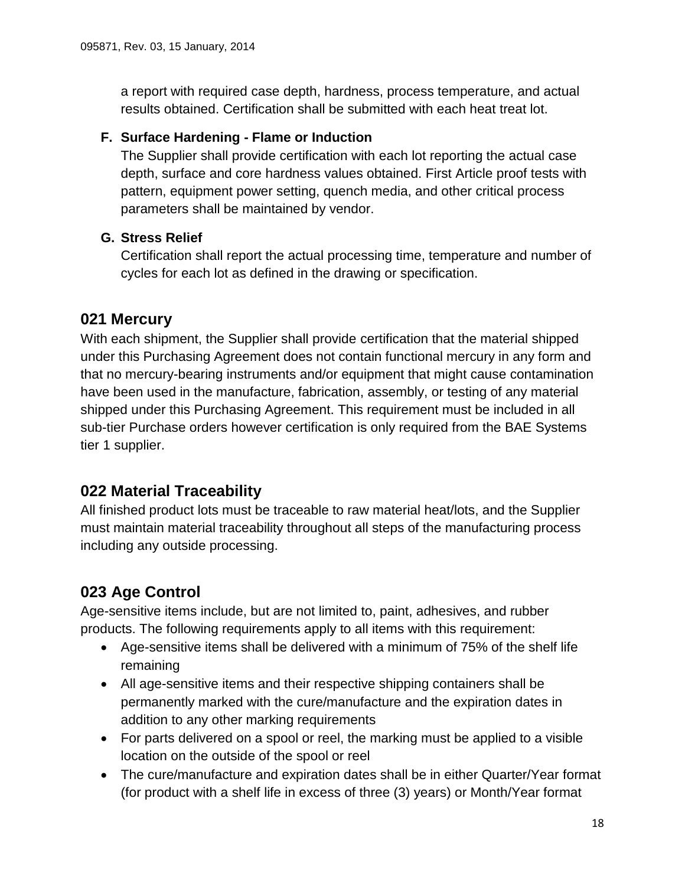a report with required case depth, hardness, process temperature, and actual results obtained. Certification shall be submitted with each heat treat lot.

**F. Surface Hardening - Flame or Induction**

The Supplier shall provide certification with each lot reporting the actual case depth, surface and core hardness values obtained. First Article proof tests with pattern, equipment power setting, quench media, and other critical process parameters shall be maintained by vendor.

**G. Stress Relief**

Certification shall report the actual processing time, temperature and number of cycles for each lot as defined in the drawing or specification.

## 021 Mercury

With each shipment, the Supplier shall provide certification that the material shipped under this Purchasing Agreement does not contain functional mercury in any form and that no mercury-bearing instruments and/or equipment that might cause contamination have been used in the manufacture, fabrication, assembly, or testing of any material shipped under this Purchasing Agreement. This requirement must be included in all sub-tier Purchase orders however certification is only required from the BAE Systems tier 1 supplier.

## 022 Material Traceability

All finished product lots must be traceable to raw material heat/lots, and the Supplier must maintain material traceability throughout all steps of the manufacturing process including any outside processing.

## 023 Age Control

Age-sensitive items include, but are not limited to, paint, adhesives, and rubber products. The following requirements apply to all items with this requirement:

- Age-sensitive items shall be delivered with a minimum of 75% of the shelf life remaining
- All age-sensitive items and their respective shipping containers shall be permanently marked with the cure/manufacture and the expiration dates in addition to any other marking requirements
- For parts delivered on a spool or reel, the marking must be applied to a visible location on the outside of the spool or reel
- The cure/manufacture and expiration dates shall be in either Quarter/Year format (for product with a shelf life in excess of three (3) years) or Month/Year format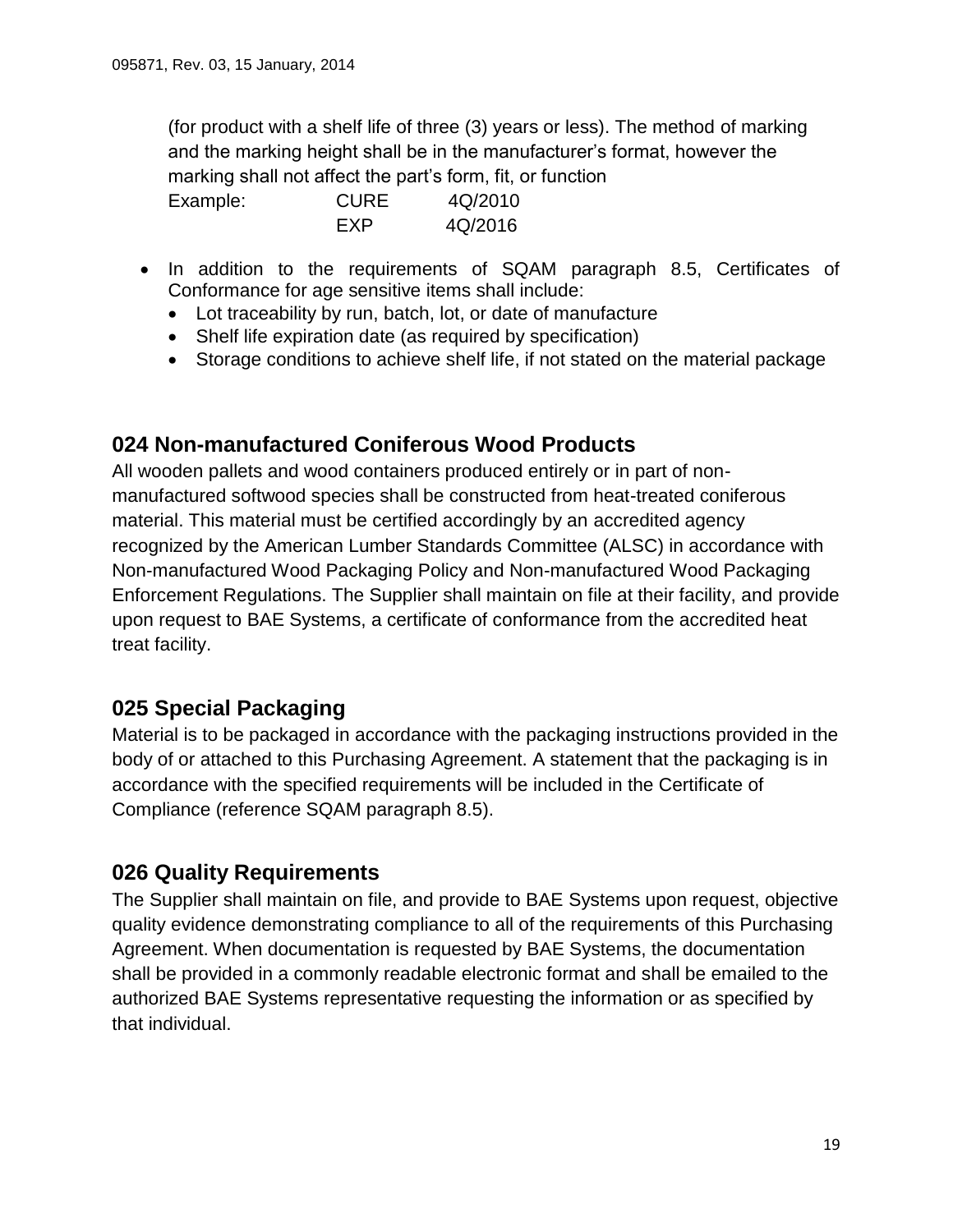(for product with a shelf life of three (3) years or less). The method of marking and the marking height shall be in the manufacturer's format, however the marking shall not affect the part's form, fit, or function

Example: CURE 4Q/2010
EXP 4Q/2016

- In addition to the requirements of SQAM paragraph 8.5, Certificates of Conformance for age sensitive items shall include:
  - Lot traceability by run, batch, lot, or date of manufacture
  - Shelf life expiration date (as required by specification)
  - Storage conditions to achieve shelf life, if not stated on the material package

## 024 Non-manufactured Coniferous Wood Products

All wooden pallets and wood containers produced entirely or in part of non-manufactured softwood species shall be constructed from heat-treated coniferous material. This material must be certified accordingly by an accredited agency recognized by the American Lumber Standards Committee (ALSC) in accordance with Non-manufactured Wood Packaging Policy and Non-manufactured Wood Packaging Enforcement Regulations. The Supplier shall maintain on file at their facility, and provide upon request to BAE Systems, a certificate of conformance from the accredited heat treat facility.

## 025 Special Packaging

Material is to be packaged in accordance with the packaging instructions provided in the body of or attached to this Purchasing Agreement. A statement that the packaging is in accordance with the specified requirements will be included in the Certificate of Compliance (reference SQAM paragraph 8.5).

## 026 Quality Requirements

The Supplier shall maintain on file, and provide to BAE Systems upon request, objective quality evidence demonstrating compliance to all of the requirements of this Purchasing Agreement. When documentation is requested by BAE Systems, the documentation shall be provided in a commonly readable electronic format and shall be emailed to the authorized BAE Systems representative requesting the information or as specified by that individual.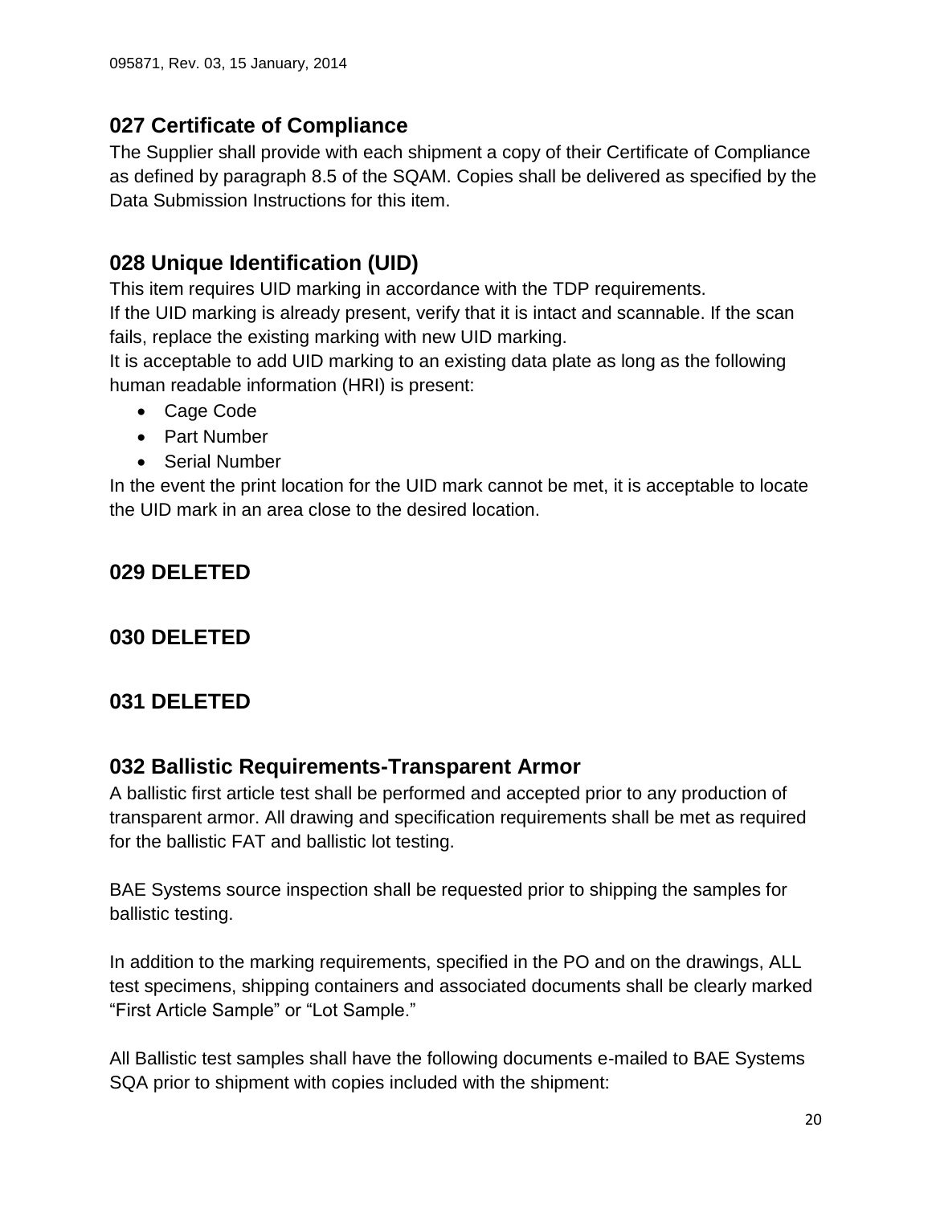## 027 Certificate of Compliance

The Supplier shall provide with each shipment a copy of their Certificate of Compliance as defined by paragraph 8.5 of the SQAM. Copies shall be delivered as specified by the Data Submission Instructions for this item.

## 028 Unique Identification (UID)

This item requires UID marking in accordance with the TDP requirements.
If the UID marking is already present, verify that it is intact and scannable. If the scan fails, replace the existing marking with new UID marking.
It is acceptable to add UID marking to an existing data plate as long as the following human readable information (HRI) is present:

- Cage Code
- Part Number
- Serial Number

In the event the print location for the UID mark cannot be met, it is acceptable to locate the UID mark in an area close to the desired location.

## 029 DELETED

## 030 DELETED

## 031 DELETED

## 032 Ballistic Requirements-Transparent Armor

A ballistic first article test shall be performed and accepted prior to any production of transparent armor. All drawing and specification requirements shall be met as required for the ballistic FAT and ballistic lot testing.

BAE Systems source inspection shall be requested prior to shipping the samples for ballistic testing.

In addition to the marking requirements, specified in the PO and on the drawings, ALL test specimens, shipping containers and associated documents shall be clearly marked "First Article Sample" or "Lot Sample."

All Ballistic test samples shall have the following documents e-mailed to BAE Systems SQA prior to shipment with copies included with the shipment: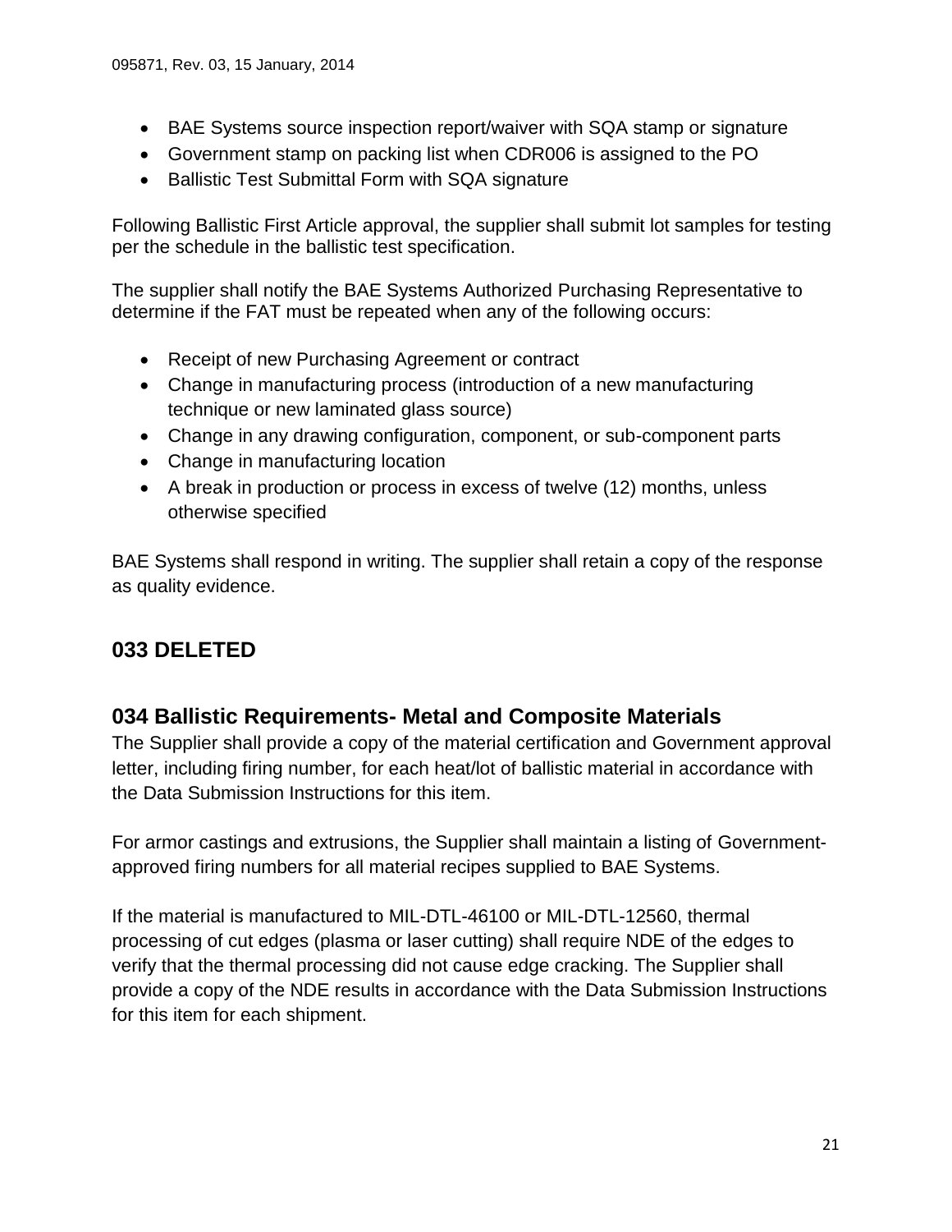- BAE Systems source inspection report/waiver with SQA stamp or signature
- Government stamp on packing list when CDR006 is assigned to the PO
- Ballistic Test Submittal Form with SQA signature

Following Ballistic First Article approval, the supplier shall submit lot samples for testing per the schedule in the ballistic test specification.

The supplier shall notify the BAE Systems Authorized Purchasing Representative to determine if the FAT must be repeated when any of the following occurs:

- Receipt of new Purchasing Agreement or contract
- Change in manufacturing process (introduction of a new manufacturing technique or new laminated glass source)
- Change in any drawing configuration, component, or sub-component parts
- Change in manufacturing location
- A break in production or process in excess of twelve (12) months, unless otherwise specified

BAE Systems shall respond in writing. The supplier shall retain a copy of the response as quality evidence.

## 033 DELETED

## 034 Ballistic Requirements- Metal and Composite Materials

The Supplier shall provide a copy of the material certification and Government approval letter, including firing number, for each heat/lot of ballistic material in accordance with the Data Submission Instructions for this item.

For armor castings and extrusions, the Supplier shall maintain a listing of Government-approved firing numbers for all material recipes supplied to BAE Systems.

If the material is manufactured to MIL-DTL-46100 or MIL-DTL-12560, thermal processing of cut edges (plasma or laser cutting) shall require NDE of the edges to verify that the thermal processing did not cause edge cracking. The Supplier shall provide a copy of the NDE results in accordance with the Data Submission Instructions for this item for each shipment.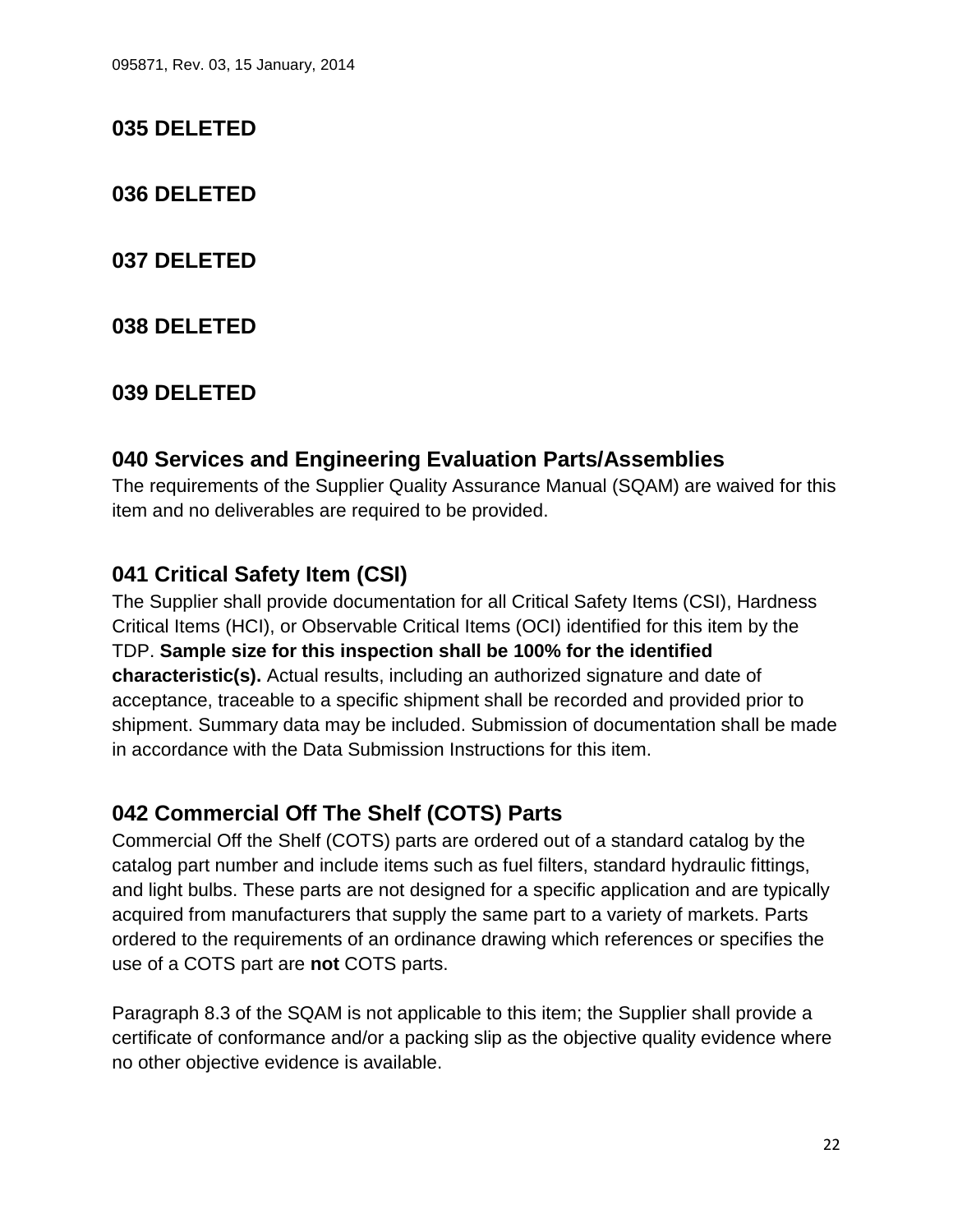## 035 DELETED

## 036 DELETED

## 037 DELETED

## 038 DELETED

## 039 DELETED

## 040 Services and Engineering Evaluation Parts/Assemblies

The requirements of the Supplier Quality Assurance Manual (SQAM) are waived for this item and no deliverables are required to be provided.

## 041 Critical Safety Item (CSI)

The Supplier shall provide documentation for all Critical Safety Items (CSI), Hardness Critical Items (HCI), or Observable Critical Items (OCI) identified for this item by the TDP. **Sample size for this inspection shall be 100% for the identified characteristic(s).** Actual results, including an authorized signature and date of acceptance, traceable to a specific shipment shall be recorded and provided prior to shipment. Summary data may be included. Submission of documentation shall be made in accordance with the Data Submission Instructions for this item.

## 042 Commercial Off The Shelf (COTS) Parts

Commercial Off the Shelf (COTS) parts are ordered out of a standard catalog by the catalog part number and include items such as fuel filters, standard hydraulic fittings, and light bulbs. These parts are not designed for a specific application and are typically acquired from manufacturers that supply the same part to a variety of markets. Parts ordered to the requirements of an ordinance drawing which references or specifies the use of a COTS part are **not** COTS parts.

Paragraph 8.3 of the SQAM is not applicable to this item; the Supplier shall provide a certificate of conformance and/or a packing slip as the objective quality evidence where no other objective evidence is available.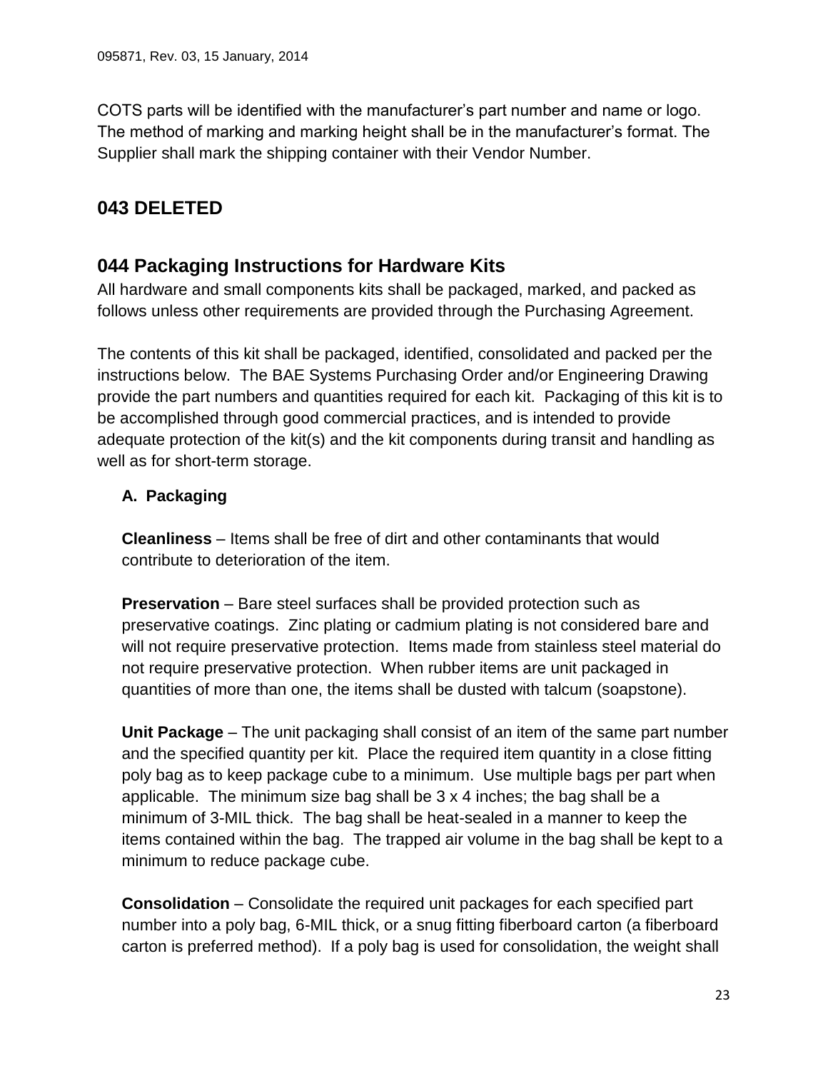COTS parts will be identified with the manufacturer's part number and name or logo. The method of marking and marking height shall be in the manufacturer's format. The Supplier shall mark the shipping container with their Vendor Number.

## 043 DELETED

## 044 Packaging Instructions for Hardware Kits

All hardware and small components kits shall be packaged, marked, and packed as follows unless other requirements are provided through the Purchasing Agreement.

The contents of this kit shall be packaged, identified, consolidated and packed per the instructions below. The BAE Systems Purchasing Order and/or Engineering Drawing provide the part numbers and quantities required for each kit. Packaging of this kit is to be accomplished through good commercial practices, and is intended to provide adequate protection of the kit(s) and the kit components during transit and handling as well as for short-term storage.

### A. Packaging

**Cleanliness** – Items shall be free of dirt and other contaminants that would contribute to deterioration of the item.

**Preservation** – Bare steel surfaces shall be provided protection such as preservative coatings. Zinc plating or cadmium plating is not considered bare and will not require preservative protection. Items made from stainless steel material do not require preservative protection. When rubber items are unit packaged in quantities of more than one, the items shall be dusted with talcum (soapstone).

**Unit Package** – The unit packaging shall consist of an item of the same part number and the specified quantity per kit. Place the required item quantity in a close fitting poly bag as to keep package cube to a minimum. Use multiple bags per part when applicable. The minimum size bag shall be 3 x 4 inches; the bag shall be a minimum of 3-MIL thick. The bag shall be heat-sealed in a manner to keep the items contained within the bag. The trapped air volume in the bag shall be kept to a minimum to reduce package cube.

**Consolidation** – Consolidate the required unit packages for each specified part number into a poly bag, 6-MIL thick, or a snug fitting fiberboard carton (a fiberboard carton is preferred method). If a poly bag is used for consolidation, the weight shall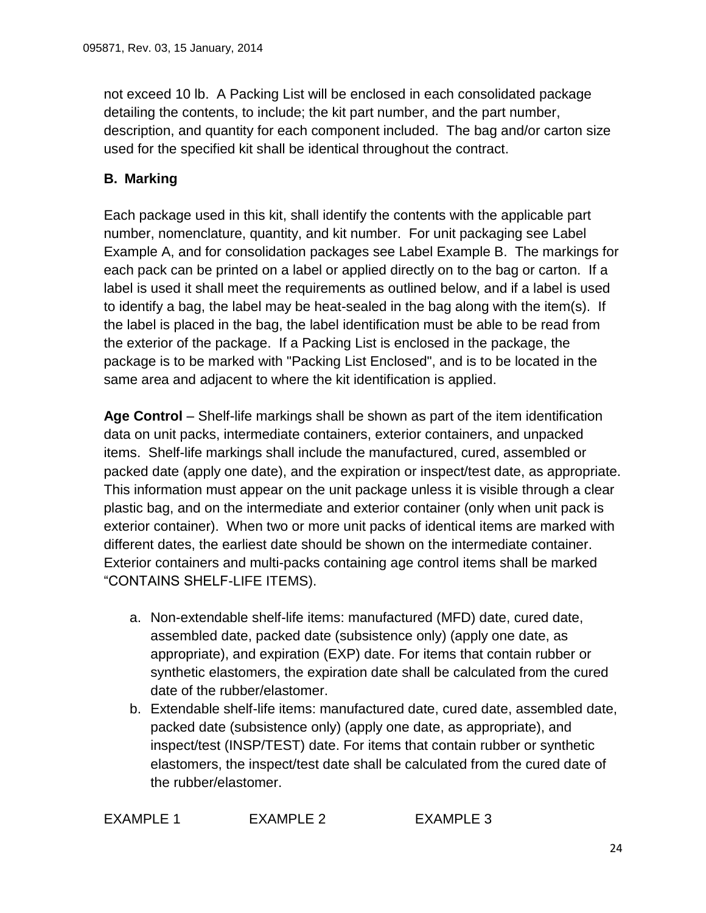not exceed 10 lb.  A Packing List will be enclosed in each consolidated package detailing the contents, to include; the kit part number, and the part number, description, and quantity for each component included.  The bag and/or carton size used for the specified kit shall be identical throughout the contract.

**B.  Marking**

Each package used in this kit, shall identify the contents with the applicable part number, nomenclature, quantity, and kit number.  For unit packaging see Label Example A, and for consolidation packages see Label Example B.  The markings for each pack can be printed on a label or applied directly on to the bag or carton.  If a label is used it shall meet the requirements as outlined below, and if a label is used to identify a bag, the label may be heat-sealed in the bag along with the item(s).  If the label is placed in the bag, the label identification must be able to be read from the exterior of the package.  If a Packing List is enclosed in the package, the package is to be marked with "Packing List Enclosed", and is to be located in the same area and adjacent to where the kit identification is applied.

**Age Control** – Shelf-life markings shall be shown as part of the item identification data on unit packs, intermediate containers, exterior containers, and unpacked items.  Shelf-life markings shall include the manufactured, cured, assembled or packed date (apply one date), and the expiration or inspect/test date, as appropriate. This information must appear on the unit package unless it is visible through a clear plastic bag, and on the intermediate and exterior container (only when unit pack is exterior container).  When two or more unit packs of identical items are marked with different dates, the earliest date should be shown on the intermediate container. Exterior containers and multi-packs containing age control items shall be marked “CONTAINS SHELF-LIFE ITEMS).

a. Non-extendable shelf-life items: manufactured (MFD) date, cured date, assembled date, packed date (subsistence only) (apply one date, as appropriate), and expiration (EXP) date. For items that contain rubber or synthetic elastomers, the expiration date shall be calculated from the cured date of the rubber/elastomer.
b. Extendable shelf-life items: manufactured date, cured date, assembled date, packed date (subsistence only) (apply one date, as appropriate), and inspect/test (INSP/TEST) date. For items that contain rubber or synthetic elastomers, the inspect/test date shall be calculated from the cured date of the rubber/elastomer.

EXAMPLE 1 EXAMPLE 2 EXAMPLE 3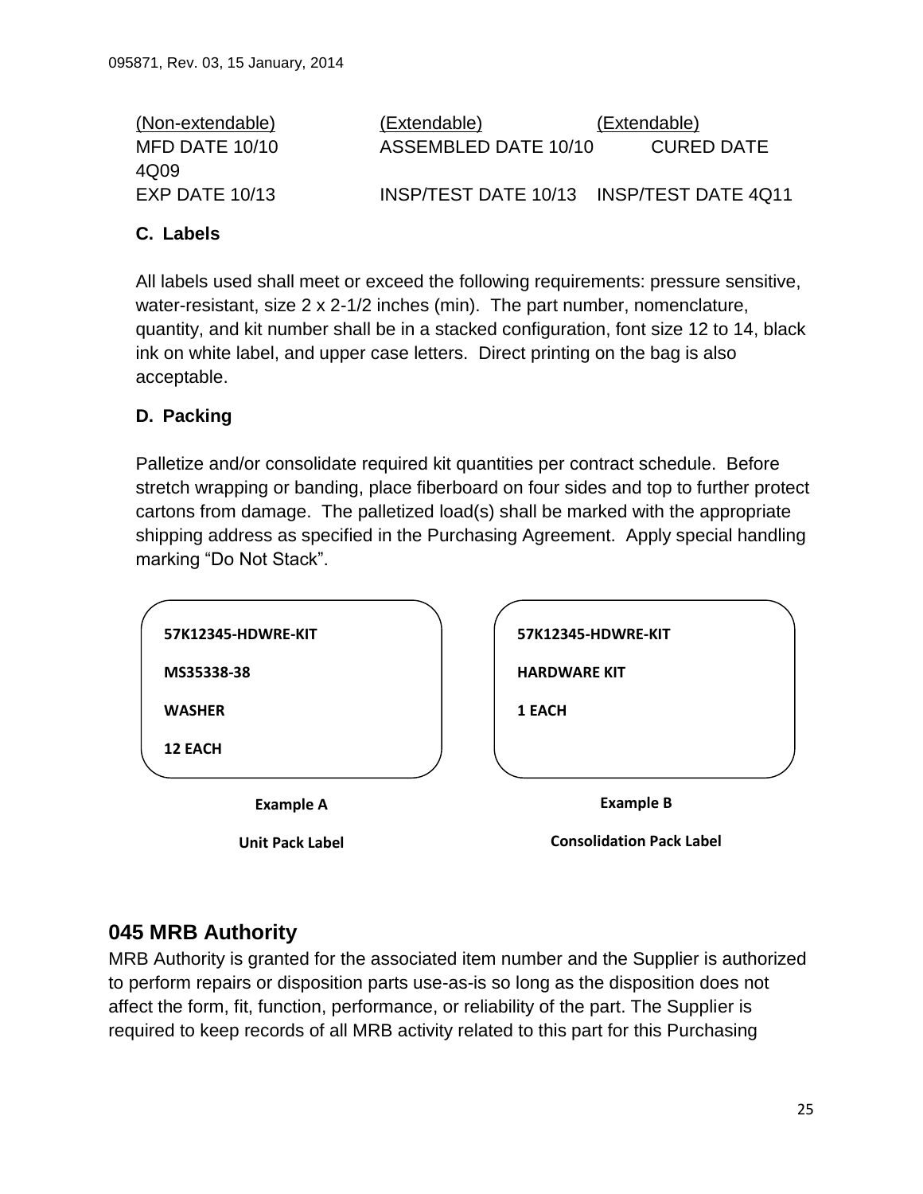| (Non-extendable) | (Extendable) | (Extendable) |
|---|---|---|
| MFD DATE 10/10 | ASSEMBLED DATE 10/10 | CURED DATE 4Q09 |
| EXP DATE 10/13 | INSP/TEST DATE 10/13 | INSP/TEST DATE 4Q11 |

### C. Labels

All labels used shall meet or exceed the following requirements: pressure sensitive, water-resistant, size 2 x 2-1/2 inches (min). The part number, nomenclature, quantity, and kit number shall be in a stacked configuration, font size 12 to 14, black ink on white label, and upper case letters. Direct printing on the bag is also acceptable.

### D. Packing

Palletize and/or consolidate required kit quantities per contract schedule. Before stretch wrapping or banding, place fiberboard on four sides and top to further protect cartons from damage. The palletized load(s) shall be marked with the appropriate shipping address as specified in the Purchasing Agreement. Apply special handling marking "Do Not Stack".

**57K12345-HDWRE-KIT**
**MS35338-38**
**WASHER**
**12 EACH**

**Example A**

**Unit Pack Label**

**57K12345-HDWRE-KIT**
**HARDWARE KIT**
**1 EACH**

**Example B**

**Consolidation Pack Label**

## 045 MRB Authority

MRB Authority is granted for the associated item number and the Supplier is authorized to perform repairs or disposition parts use-as-is so long as the disposition does not affect the form, fit, function, performance, or reliability of the part. The Supplier is required to keep records of all MRB activity related to this part for this Purchasing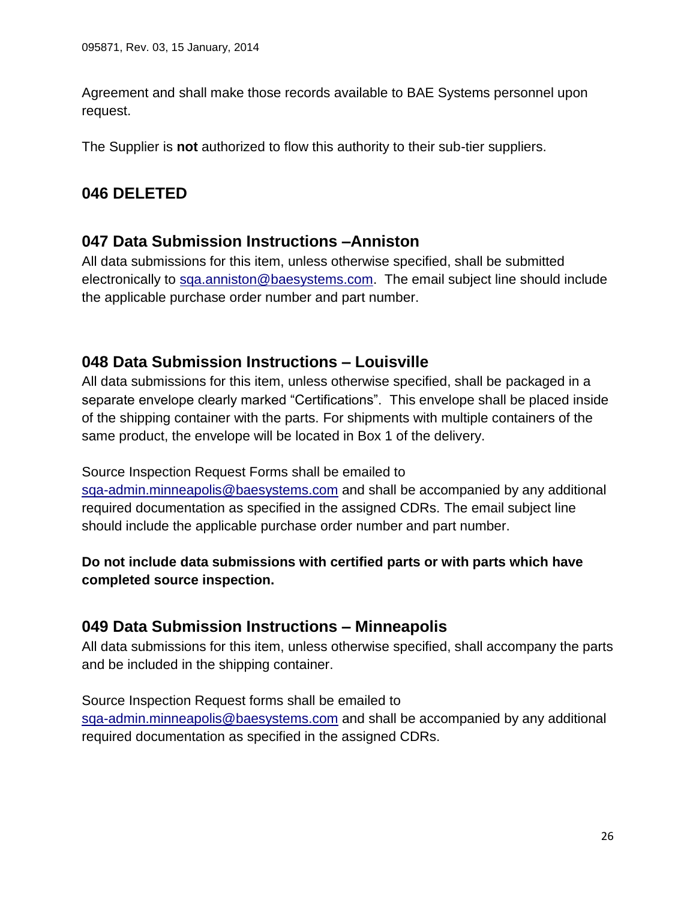Agreement and shall make those records available to BAE Systems personnel upon request.

The Supplier is **not** authorized to flow this authority to their sub-tier suppliers.

## 046 DELETED

## 047 Data Submission Instructions –Anniston

All data submissions for this item, unless otherwise specified, shall be submitted electronically to sqa.anniston@baesystems.com. The email subject line should include the applicable purchase order number and part number.

## 048 Data Submission Instructions – Louisville

All data submissions for this item, unless otherwise specified, shall be packaged in a separate envelope clearly marked “Certifications”. This envelope shall be placed inside of the shipping container with the parts. For shipments with multiple containers of the same product, the envelope will be located in Box 1 of the delivery.

Source Inspection Request Forms shall be emailed to sqa-admin.minneapolis@baesystems.com and shall be accompanied by any additional required documentation as specified in the assigned CDRs. The email subject line should include the applicable purchase order number and part number.

**Do not include data submissions with certified parts or with parts which have completed source inspection.**

## 049 Data Submission Instructions – Minneapolis

All data submissions for this item, unless otherwise specified, shall accompany the parts and be included in the shipping container.

Source Inspection Request forms shall be emailed to sqa-admin.minneapolis@baesystems.com and shall be accompanied by any additional required documentation as specified in the assigned CDRs.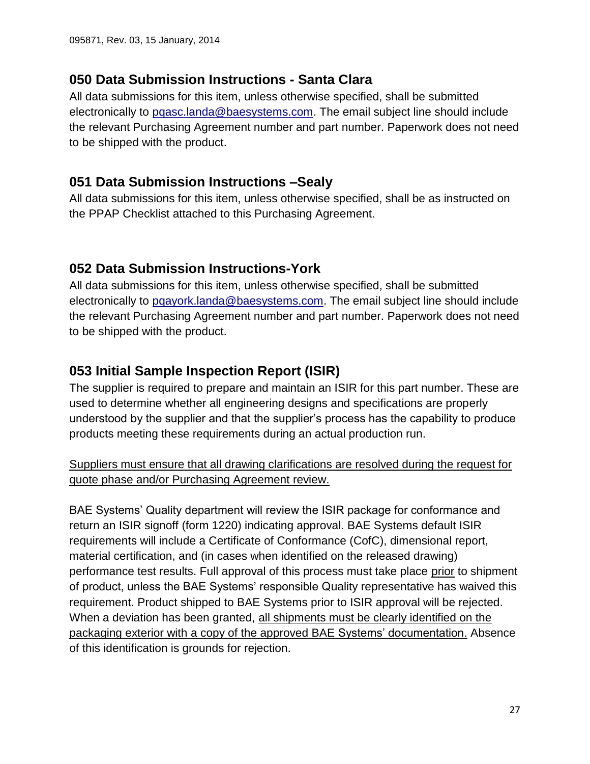## 050 Data Submission Instructions - Santa Clara

All data submissions for this item, unless otherwise specified, shall be submitted electronically to pqasc.landa@baesystems.com. The email subject line should include the relevant Purchasing Agreement number and part number. Paperwork does not need to be shipped with the product.

## 051 Data Submission Instructions –Sealy

All data submissions for this item, unless otherwise specified, shall be as instructed on the PPAP Checklist attached to this Purchasing Agreement.

## 052 Data Submission Instructions-York

All data submissions for this item, unless otherwise specified, shall be submitted electronically to pqayork.landa@baesystems.com. The email subject line should include the relevant Purchasing Agreement number and part number. Paperwork does not need to be shipped with the product.

## 053 Initial Sample Inspection Report (ISIR)

The supplier is required to prepare and maintain an ISIR for this part number. These are used to determine whether all engineering designs and specifications are properly understood by the supplier and that the supplier's process has the capability to produce products meeting these requirements during an actual production run.

<u>Suppliers must ensure that all drawing clarifications are resolved during the request for quote phase and/or Purchasing Agreement review.</u>

BAE Systems' Quality department will review the ISIR package for conformance and return an ISIR signoff (form 1220) indicating approval. BAE Systems default ISIR requirements will include a Certificate of Conformance (CofC), dimensional report, material certification, and (in cases when identified on the released drawing) performance test results. Full approval of this process must take place <u>prior</u> to shipment of product, unless the BAE Systems' responsible Quality representative has waived this requirement. Product shipped to BAE Systems prior to ISIR approval will be rejected. When a deviation has been granted, <u>all shipments must be clearly identified on the packaging exterior with a copy of the approved BAE Systems' documentation.</u> Absence of this identification is grounds for rejection.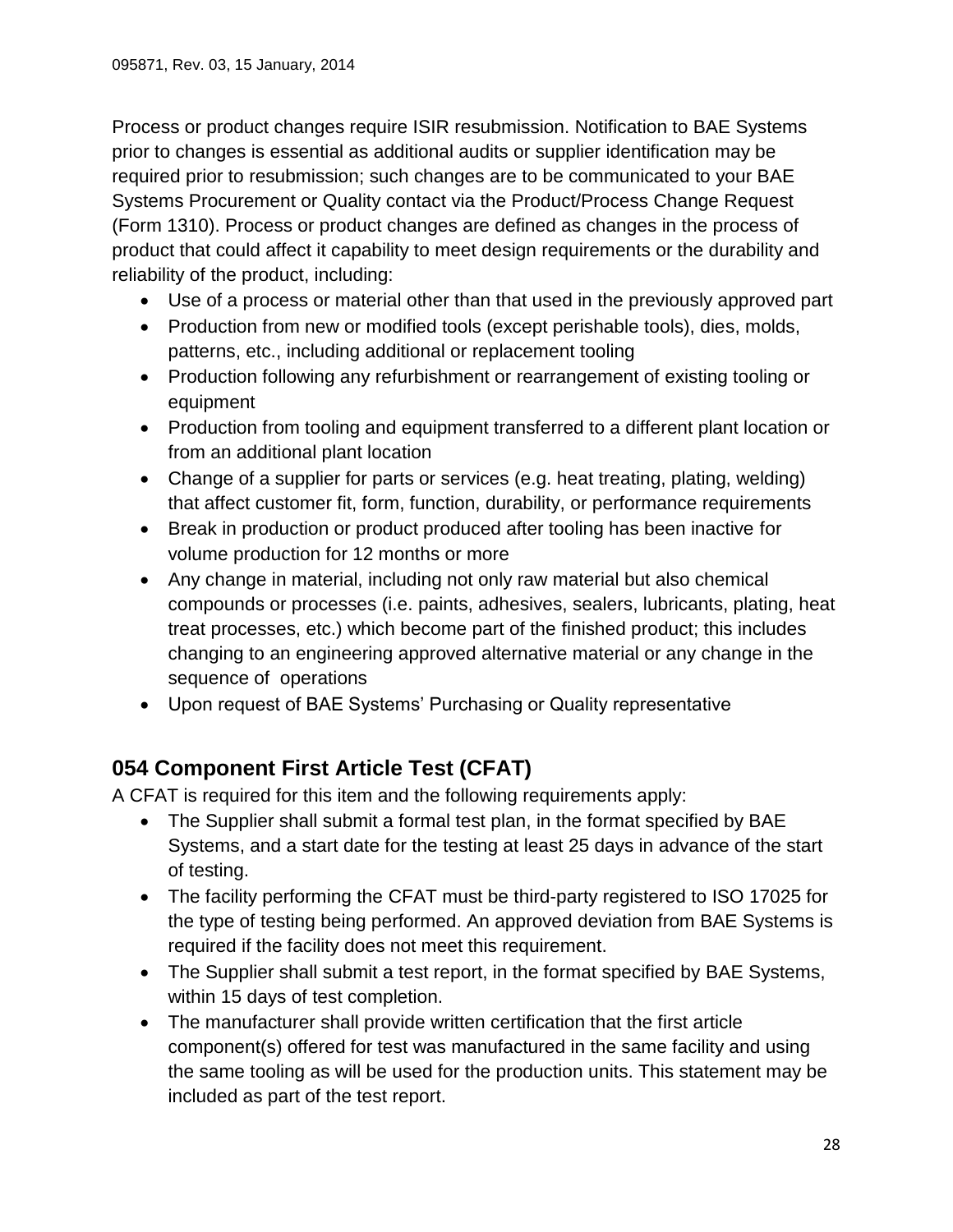Process or product changes require ISIR resubmission. Notification to BAE Systems prior to changes is essential as additional audits or supplier identification may be required prior to resubmission; such changes are to be communicated to your BAE Systems Procurement or Quality contact via the Product/Process Change Request (Form 1310). Process or product changes are defined as changes in the process of product that could affect it capability to meet design requirements or the durability and reliability of the product, including:

- Use of a process or material other than that used in the previously approved part
- Production from new or modified tools (except perishable tools), dies, molds, patterns, etc., including additional or replacement tooling
- Production following any refurbishment or rearrangement of existing tooling or equipment
- Production from tooling and equipment transferred to a different plant location or from an additional plant location
- Change of a supplier for parts or services (e.g. heat treating, plating, welding) that affect customer fit, form, function, durability, or performance requirements
- Break in production or product produced after tooling has been inactive for volume production for 12 months or more
- Any change in material, including not only raw material but also chemical compounds or processes (i.e. paints, adhesives, sealers, lubricants, plating, heat treat processes, etc.) which become part of the finished product; this includes changing to an engineering approved alternative material or any change in the sequence of operations
- Upon request of BAE Systems' Purchasing or Quality representative

## 054 Component First Article Test (CFAT)

A CFAT is required for this item and the following requirements apply:

- The Supplier shall submit a formal test plan, in the format specified by BAE Systems, and a start date for the testing at least 25 days in advance of the start of testing.
- The facility performing the CFAT must be third-party registered to ISO 17025 for the type of testing being performed. An approved deviation from BAE Systems is required if the facility does not meet this requirement.
- The Supplier shall submit a test report, in the format specified by BAE Systems, within 15 days of test completion.
- The manufacturer shall provide written certification that the first article component(s) offered for test was manufactured in the same facility and using the same tooling as will be used for the production units. This statement may be included as part of the test report.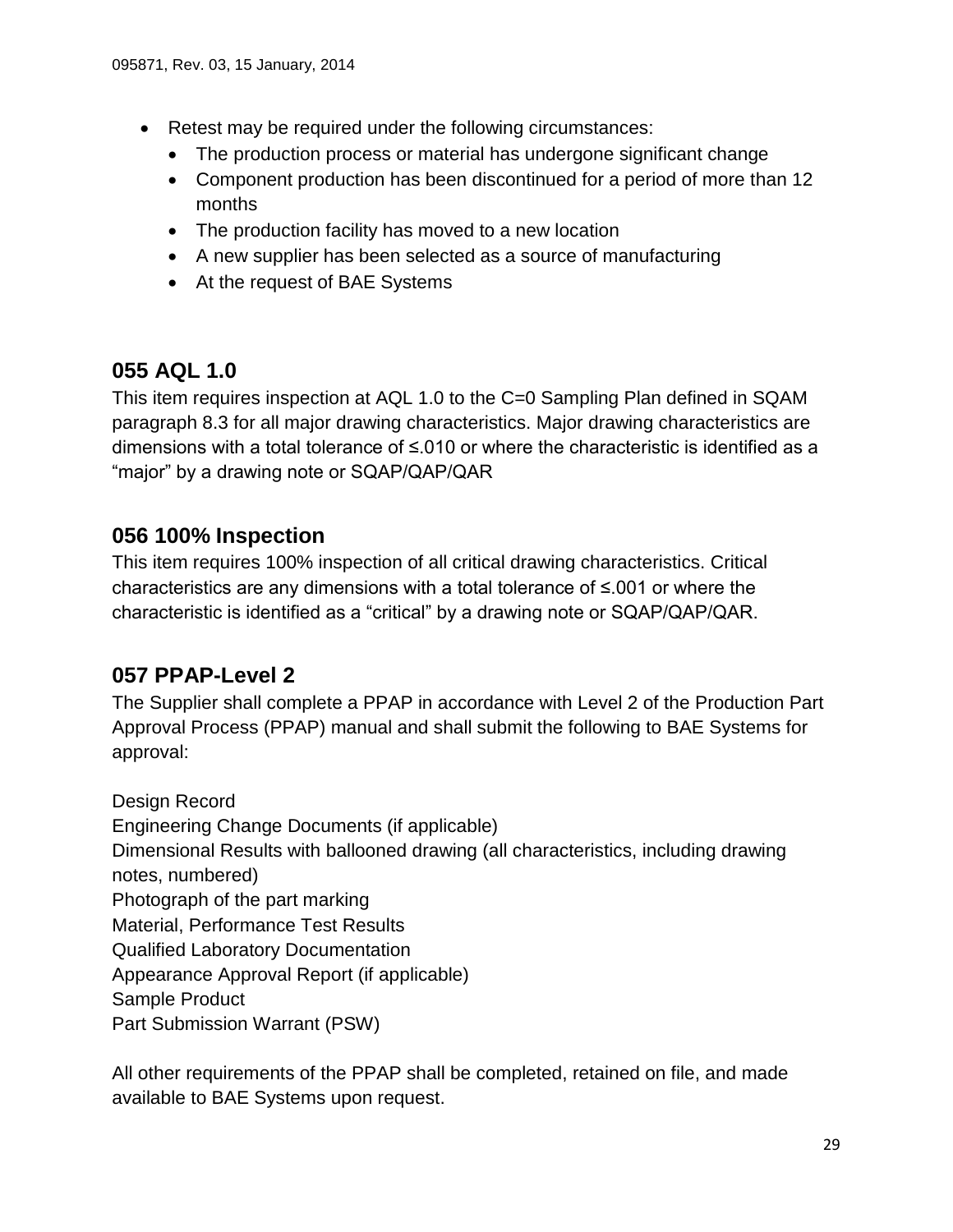- Retest may be required under the following circumstances:
  - The production process or material has undergone significant change
  - Component production has been discontinued for a period of more than 12 months
  - The production facility has moved to a new location
  - A new supplier has been selected as a source of manufacturing
  - At the request of BAE Systems

## 055 AQL 1.0

This item requires inspection at AQL 1.0 to the C=0 Sampling Plan defined in SQAM paragraph 8.3 for all major drawing characteristics. Major drawing characteristics are dimensions with a total tolerance of ≤.010 or where the characteristic is identified as a “major” by a drawing note or SQAP/QAP/QAR

## 056 100% Inspection

This item requires 100% inspection of all critical drawing characteristics. Critical characteristics are any dimensions with a total tolerance of ≤.001 or where the characteristic is identified as a “critical” by a drawing note or SQAP/QAP/QAR.

## 057 PPAP-Level 2

The Supplier shall complete a PPAP in accordance with Level 2 of the Production Part Approval Process (PPAP) manual and shall submit the following to BAE Systems for approval:

Design Record
Engineering Change Documents (if applicable)
Dimensional Results with ballooned drawing (all characteristics, including drawing notes, numbered)
Photograph of the part marking
Material, Performance Test Results
Qualified Laboratory Documentation
Appearance Approval Report (if applicable)
Sample Product
Part Submission Warrant (PSW)

All other requirements of the PPAP shall be completed, retained on file, and made available to BAE Systems upon request.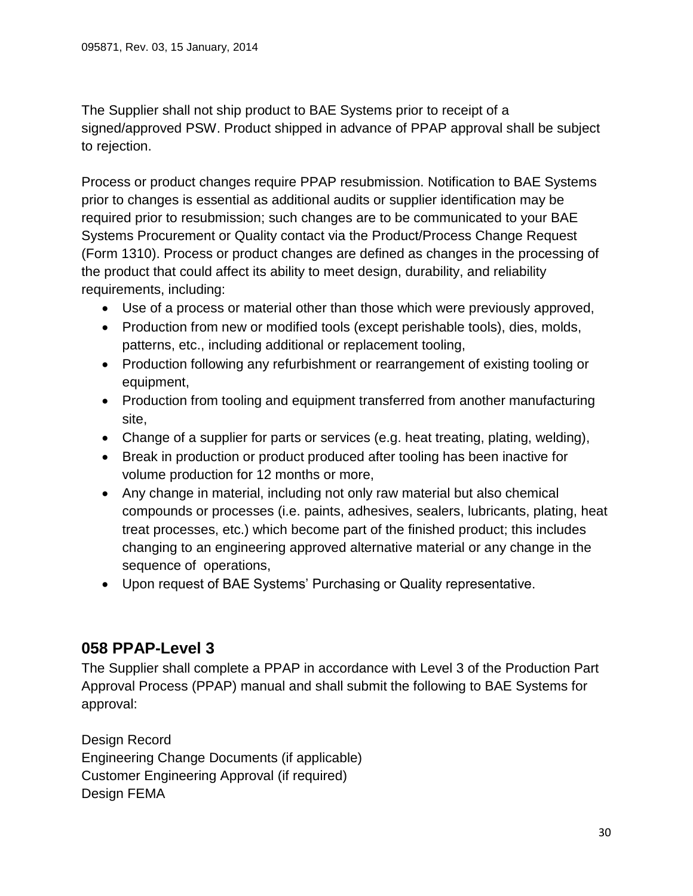The Supplier shall not ship product to BAE Systems prior to receipt of a signed/approved PSW. Product shipped in advance of PPAP approval shall be subject to rejection.

Process or product changes require PPAP resubmission. Notification to BAE Systems prior to changes is essential as additional audits or supplier identification may be required prior to resubmission; such changes are to be communicated to your BAE Systems Procurement or Quality contact via the Product/Process Change Request (Form 1310). Process or product changes are defined as changes in the processing of the product that could affect its ability to meet design, durability, and reliability requirements, including:

- Use of a process or material other than those which were previously approved,
- Production from new or modified tools (except perishable tools), dies, molds, patterns, etc., including additional or replacement tooling,
- Production following any refurbishment or rearrangement of existing tooling or equipment,
- Production from tooling and equipment transferred from another manufacturing site,
- Change of a supplier for parts or services (e.g. heat treating, plating, welding),
- Break in production or product produced after tooling has been inactive for volume production for 12 months or more,
- Any change in material, including not only raw material but also chemical compounds or processes (i.e. paints, adhesives, sealers, lubricants, plating, heat treat processes, etc.) which become part of the finished product; this includes changing to an engineering approved alternative material or any change in the sequence of operations,
- Upon request of BAE Systems' Purchasing or Quality representative.

## 058 PPAP-Level 3

The Supplier shall complete a PPAP in accordance with Level 3 of the Production Part Approval Process (PPAP) manual and shall submit the following to BAE Systems for approval:

Design Record
Engineering Change Documents (if applicable)
Customer Engineering Approval (if required)
Design FEMA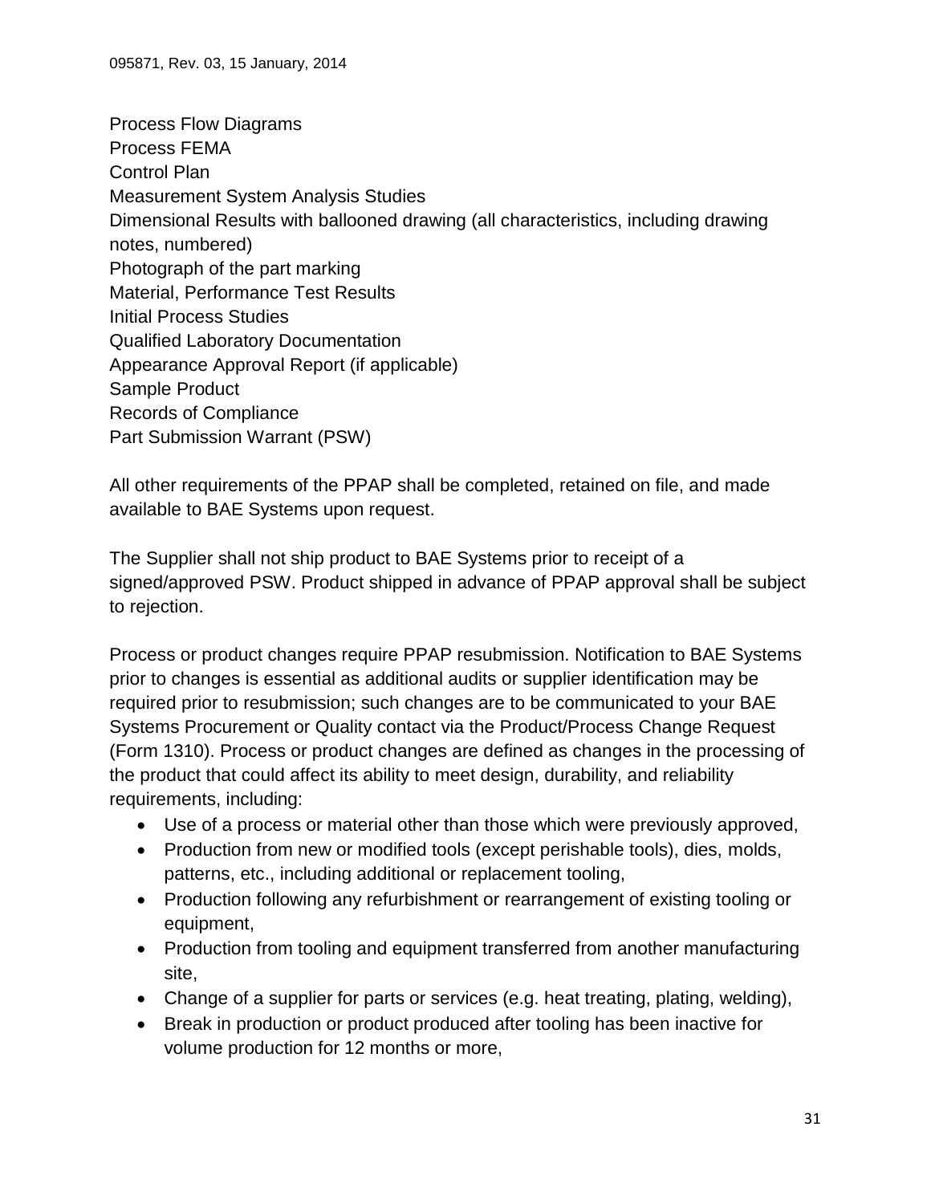Process Flow Diagrams
Process FEMA
Control Plan
Measurement System Analysis Studies
Dimensional Results with ballooned drawing (all characteristics, including drawing notes, numbered)
Photograph of the part marking
Material, Performance Test Results
Initial Process Studies
Qualified Laboratory Documentation
Appearance Approval Report (if applicable)
Sample Product
Records of Compliance
Part Submission Warrant (PSW)

All other requirements of the PPAP shall be completed, retained on file, and made available to BAE Systems upon request.

The Supplier shall not ship product to BAE Systems prior to receipt of a signed/approved PSW. Product shipped in advance of PPAP approval shall be subject to rejection.

Process or product changes require PPAP resubmission. Notification to BAE Systems prior to changes is essential as additional audits or supplier identification may be required prior to resubmission; such changes are to be communicated to your BAE Systems Procurement or Quality contact via the Product/Process Change Request (Form 1310). Process or product changes are defined as changes in the processing of the product that could affect its ability to meet design, durability, and reliability requirements, including:

- Use of a process or material other than those which were previously approved,
- Production from new or modified tools (except perishable tools), dies, molds, patterns, etc., including additional or replacement tooling,
- Production following any refurbishment or rearrangement of existing tooling or equipment,
- Production from tooling and equipment transferred from another manufacturing site,
- Change of a supplier for parts or services (e.g. heat treating, plating, welding),
- Break in production or product produced after tooling has been inactive for volume production for 12 months or more,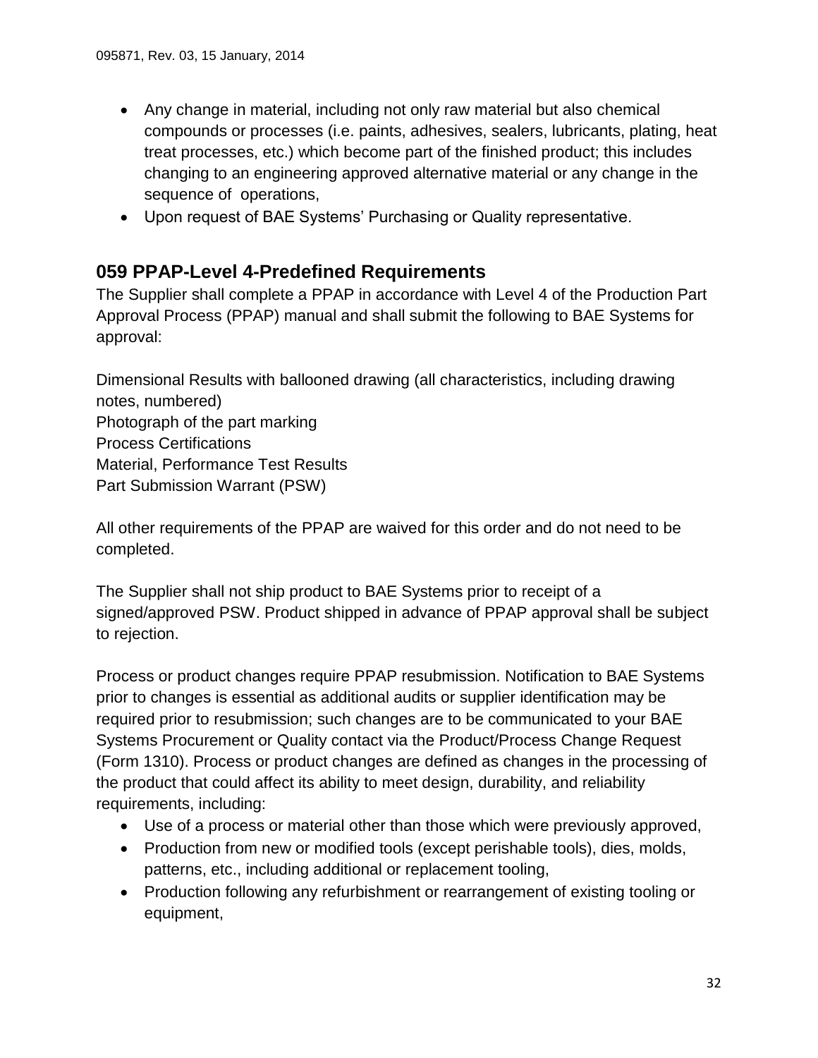- Any change in material, including not only raw material but also chemical compounds or processes (i.e. paints, adhesives, sealers, lubricants, plating, heat treat processes, etc.) which become part of the finished product; this includes changing to an engineering approved alternative material or any change in the sequence of operations,
- Upon request of BAE Systems' Purchasing or Quality representative.

## 059 PPAP-Level 4-Predefined Requirements

The Supplier shall complete a PPAP in accordance with Level 4 of the Production Part Approval Process (PPAP) manual and shall submit the following to BAE Systems for approval:

Dimensional Results with ballooned drawing (all characteristics, including drawing notes, numbered)
Photograph of the part marking
Process Certifications
Material, Performance Test Results
Part Submission Warrant (PSW)

All other requirements of the PPAP are waived for this order and do not need to be completed.

The Supplier shall not ship product to BAE Systems prior to receipt of a signed/approved PSW. Product shipped in advance of PPAP approval shall be subject to rejection.

Process or product changes require PPAP resubmission. Notification to BAE Systems prior to changes is essential as additional audits or supplier identification may be required prior to resubmission; such changes are to be communicated to your BAE Systems Procurement or Quality contact via the Product/Process Change Request (Form 1310). Process or product changes are defined as changes in the processing of the product that could affect its ability to meet design, durability, and reliability requirements, including:

- Use of a process or material other than those which were previously approved,
- Production from new or modified tools (except perishable tools), dies, molds, patterns, etc., including additional or replacement tooling,
- Production following any refurbishment or rearrangement of existing tooling or equipment,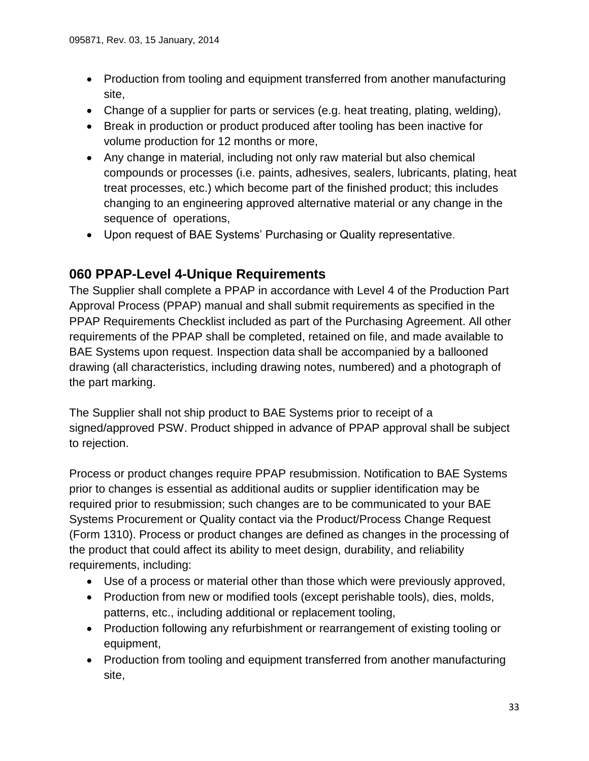- Production from tooling and equipment transferred from another manufacturing site,
- Change of a supplier for parts or services (e.g. heat treating, plating, welding),
- Break in production or product produced after tooling has been inactive for volume production for 12 months or more,
- Any change in material, including not only raw material but also chemical compounds or processes (i.e. paints, adhesives, sealers, lubricants, plating, heat treat processes, etc.) which become part of the finished product; this includes changing to an engineering approved alternative material or any change in the sequence of operations,
- Upon request of BAE Systems' Purchasing or Quality representative.

## 060 PPAP-Level 4-Unique Requirements

The Supplier shall complete a PPAP in accordance with Level 4 of the Production Part Approval Process (PPAP) manual and shall submit requirements as specified in the PPAP Requirements Checklist included as part of the Purchasing Agreement. All other requirements of the PPAP shall be completed, retained on file, and made available to BAE Systems upon request. Inspection data shall be accompanied by a ballooned drawing (all characteristics, including drawing notes, numbered) and a photograph of the part marking.

The Supplier shall not ship product to BAE Systems prior to receipt of a signed/approved PSW. Product shipped in advance of PPAP approval shall be subject to rejection.

Process or product changes require PPAP resubmission. Notification to BAE Systems prior to changes is essential as additional audits or supplier identification may be required prior to resubmission; such changes are to be communicated to your BAE Systems Procurement or Quality contact via the Product/Process Change Request (Form 1310). Process or product changes are defined as changes in the processing of the product that could affect its ability to meet design, durability, and reliability requirements, including:

- Use of a process or material other than those which were previously approved,
- Production from new or modified tools (except perishable tools), dies, molds, patterns, etc., including additional or replacement tooling,
- Production following any refurbishment or rearrangement of existing tooling or equipment,
- Production from tooling and equipment transferred from another manufacturing site,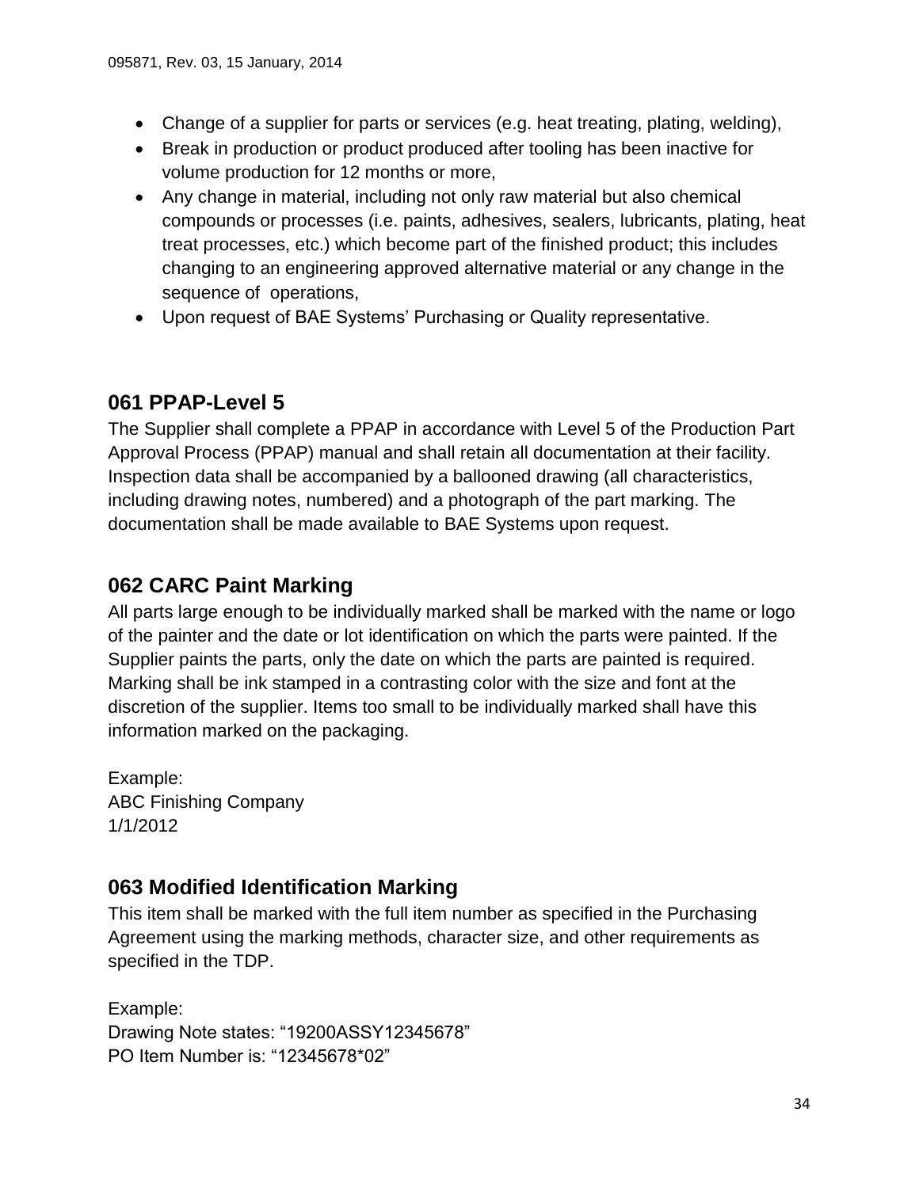- Change of a supplier for parts or services (e.g. heat treating, plating, welding),
- Break in production or product produced after tooling has been inactive for volume production for 12 months or more,
- Any change in material, including not only raw material but also chemical compounds or processes (i.e. paints, adhesives, sealers, lubricants, plating, heat treat processes, etc.) which become part of the finished product; this includes changing to an engineering approved alternative material or any change in the sequence of operations,
- Upon request of BAE Systems' Purchasing or Quality representative.

## 061 PPAP-Level 5

The Supplier shall complete a PPAP in accordance with Level 5 of the Production Part Approval Process (PPAP) manual and shall retain all documentation at their facility. Inspection data shall be accompanied by a ballooned drawing (all characteristics, including drawing notes, numbered) and a photograph of the part marking. The documentation shall be made available to BAE Systems upon request.

## 062 CARC Paint Marking

All parts large enough to be individually marked shall be marked with the name or logo of the painter and the date or lot identification on which the parts were painted. If the Supplier paints the parts, only the date on which the parts are painted is required. Marking shall be ink stamped in a contrasting color with the size and font at the discretion of the supplier. Items too small to be individually marked shall have this information marked on the packaging.

Example:
ABC Finishing Company
1/1/2012

## 063 Modified Identification Marking

This item shall be marked with the full item number as specified in the Purchasing Agreement using the marking methods, character size, and other requirements as specified in the TDP.

Example:
Drawing Note states: "19200ASSY12345678"
PO Item Number is: "12345678*02"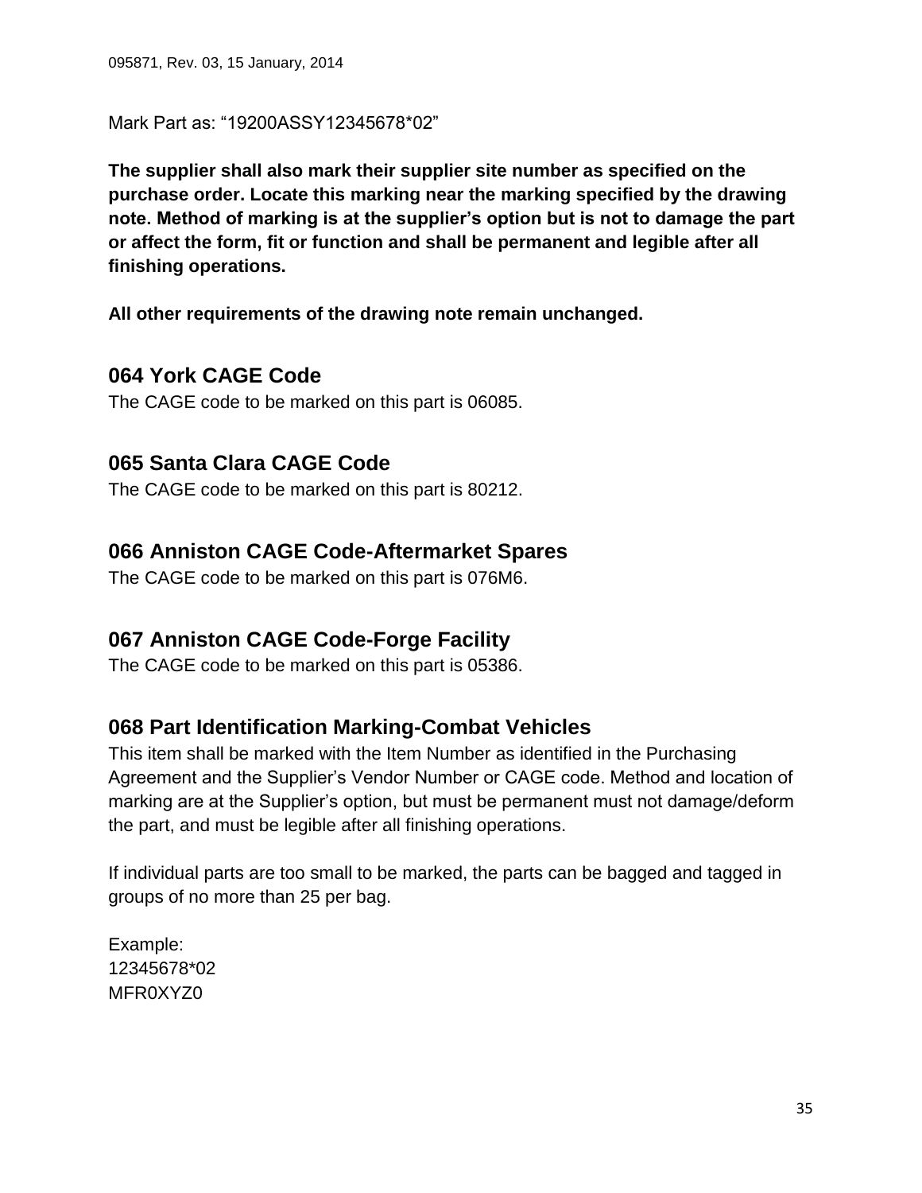Mark Part as: “19200ASSY12345678*02”

**The supplier shall also mark their supplier site number as specified on the purchase order. Locate this marking near the marking specified by the drawing note. Method of marking is at the supplier’s option but is not to damage the part or affect the form, fit or function and shall be permanent and legible after all finishing operations.**

**All other requirements of the drawing note remain unchanged.**

## 064 York CAGE Code

The CAGE code to be marked on this part is 06085.

## 065 Santa Clara CAGE Code

The CAGE code to be marked on this part is 80212.

## 066 Anniston CAGE Code-Aftermarket Spares

The CAGE code to be marked on this part is 076M6.

## 067 Anniston CAGE Code-Forge Facility

The CAGE code to be marked on this part is 05386.

## 068 Part Identification Marking-Combat Vehicles

This item shall be marked with the Item Number as identified in the Purchasing Agreement and the Supplier’s Vendor Number or CAGE code. Method and location of marking are at the Supplier’s option, but must be permanent must not damage/deform the part, and must be legible after all finishing operations.

If individual parts are too small to be marked, the parts can be bagged and tagged in groups of no more than 25 per bag.

Example:
12345678*02
MFR0XYZ0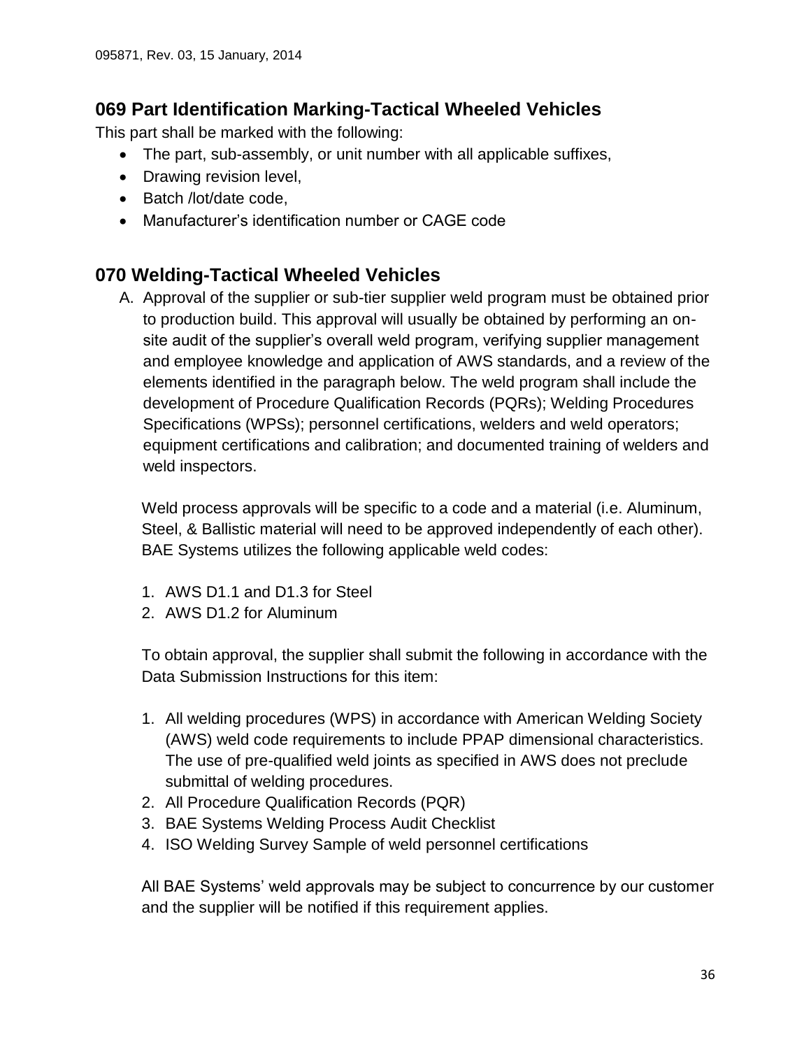## 069 Part Identification Marking-Tactical Wheeled Vehicles

This part shall be marked with the following:

- The part, sub-assembly, or unit number with all applicable suffixes,
- Drawing revision level,
- Batch /lot/date code,
- Manufacturer's identification number or CAGE code

## 070 Welding-Tactical Wheeled Vehicles

A. Approval of the supplier or sub-tier supplier weld program must be obtained prior to production build. This approval will usually be obtained by performing an on-site audit of the supplier's overall weld program, verifying supplier management and employee knowledge and application of AWS standards, and a review of the elements identified in the paragraph below. The weld program shall include the development of Procedure Qualification Records (PQRs); Welding Procedures Specifications (WPSs); personnel certifications, welders and weld operators; equipment certifications and calibration; and documented training of welders and weld inspectors.

   Weld process approvals will be specific to a code and a material (i.e. Aluminum, Steel, & Ballistic material will need to be approved independently of each other). BAE Systems utilizes the following applicable weld codes:

   1. AWS D1.1 and D1.3 for Steel
   2. AWS D1.2 for Aluminum

   To obtain approval, the supplier shall submit the following in accordance with the Data Submission Instructions for this item:

   1. All welding procedures (WPS) in accordance with American Welding Society (AWS) weld code requirements to include PPAP dimensional characteristics. The use of pre-qualified weld joints as specified in AWS does not preclude submittal of welding procedures.
   2. All Procedure Qualification Records (PQR)
   3. BAE Systems Welding Process Audit Checklist
   4. ISO Welding Survey Sample of weld personnel certifications

   All BAE Systems' weld approvals may be subject to concurrence by our customer and the supplier will be notified if this requirement applies.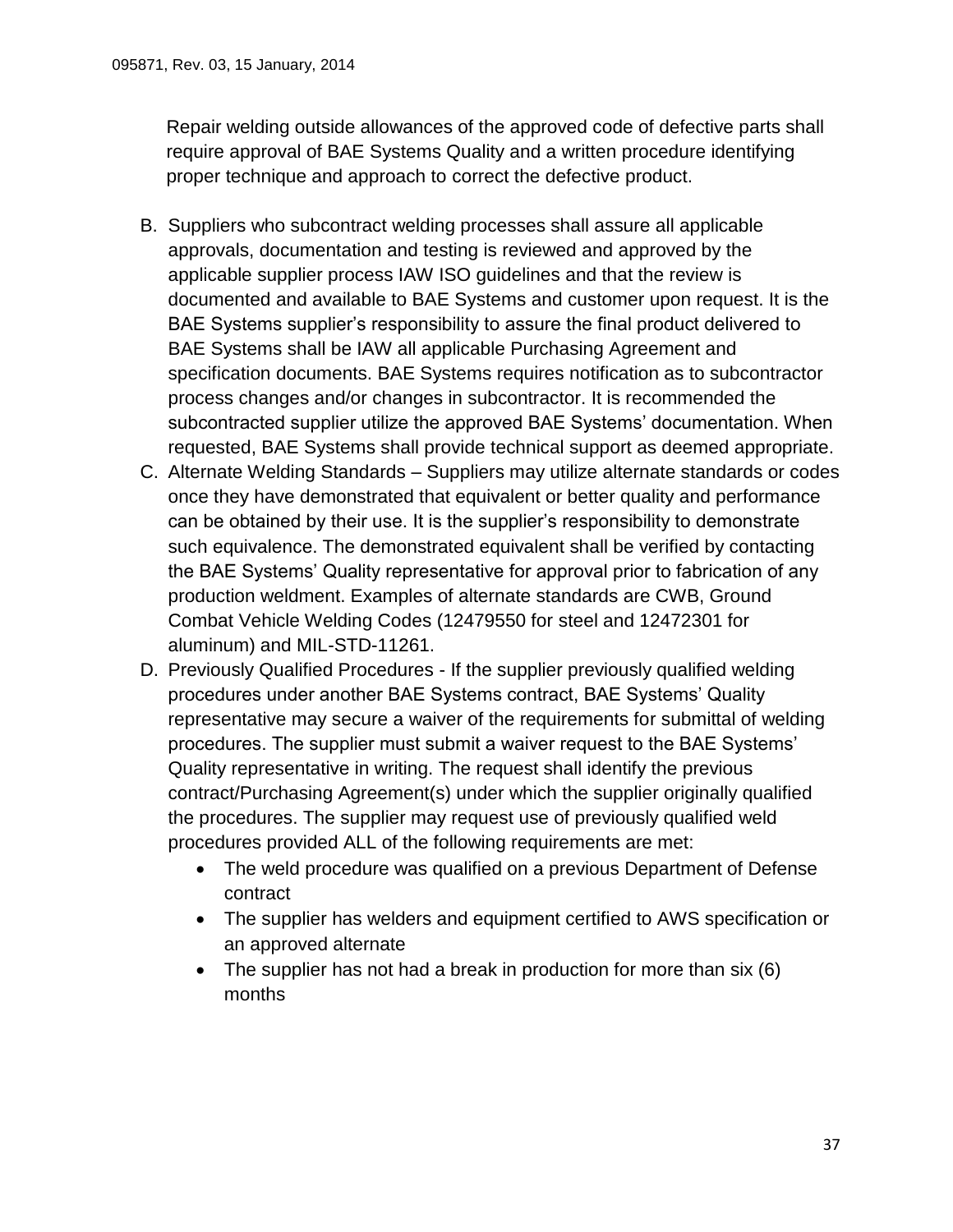Repair welding outside allowances of the approved code of defective parts shall require approval of BAE Systems Quality and a written procedure identifying proper technique and approach to correct the defective product.

B. Suppliers who subcontract welding processes shall assure all applicable approvals, documentation and testing is reviewed and approved by the applicable supplier process IAW ISO guidelines and that the review is documented and available to BAE Systems and customer upon request. It is the BAE Systems supplier's responsibility to assure the final product delivered to BAE Systems shall be IAW all applicable Purchasing Agreement and specification documents. BAE Systems requires notification as to subcontractor process changes and/or changes in subcontractor. It is recommended the subcontracted supplier utilize the approved BAE Systems' documentation. When requested, BAE Systems shall provide technical support as deemed appropriate.
C. Alternate Welding Standards – Suppliers may utilize alternate standards or codes once they have demonstrated that equivalent or better quality and performance can be obtained by their use. It is the supplier's responsibility to demonstrate such equivalence. The demonstrated equivalent shall be verified by contacting the BAE Systems' Quality representative for approval prior to fabrication of any production weldment. Examples of alternate standards are CWB, Ground Combat Vehicle Welding Codes (12479550 for steel and 12472301 for aluminum) and MIL-STD-11261.
D. Previously Qualified Procedures - If the supplier previously qualified welding procedures under another BAE Systems contract, BAE Systems' Quality representative may secure a waiver of the requirements for submittal of welding procedures. The supplier must submit a waiver request to the BAE Systems' Quality representative in writing. The request shall identify the previous contract/Purchasing Agreement(s) under which the supplier originally qualified the procedures. The supplier may request use of previously qualified weld procedures provided ALL of the following requirements are met:
   - The weld procedure was qualified on a previous Department of Defense contract
   - The supplier has welders and equipment certified to AWS specification or an approved alternate
   - The supplier has not had a break in production for more than six (6) months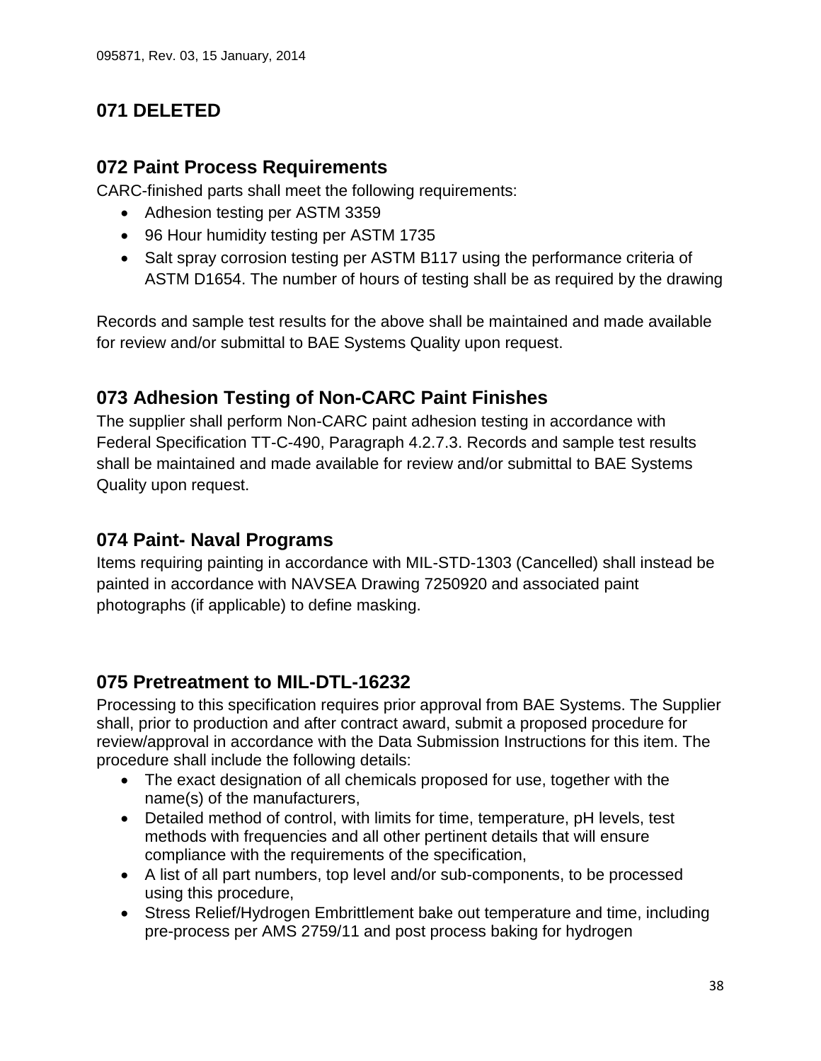## 071 DELETED

## 072 Paint Process Requirements

CARC-finished parts shall meet the following requirements:

- Adhesion testing per ASTM 3359
- 96 Hour humidity testing per ASTM 1735
- Salt spray corrosion testing per ASTM B117 using the performance criteria of ASTM D1654. The number of hours of testing shall be as required by the drawing

Records and sample test results for the above shall be maintained and made available for review and/or submittal to BAE Systems Quality upon request.

## 073 Adhesion Testing of Non-CARC Paint Finishes

The supplier shall perform Non-CARC paint adhesion testing in accordance with Federal Specification TT-C-490, Paragraph 4.2.7.3. Records and sample test results shall be maintained and made available for review and/or submittal to BAE Systems Quality upon request.

## 074 Paint- Naval Programs

Items requiring painting in accordance with MIL-STD-1303 (Cancelled) shall instead be painted in accordance with NAVSEA Drawing 7250920 and associated paint photographs (if applicable) to define masking.

## 075 Pretreatment to MIL-DTL-16232

Processing to this specification requires prior approval from BAE Systems. The Supplier shall, prior to production and after contract award, submit a proposed procedure for review/approval in accordance with the Data Submission Instructions for this item. The procedure shall include the following details:

- The exact designation of all chemicals proposed for use, together with the name(s) of the manufacturers,
- Detailed method of control, with limits for time, temperature, pH levels, test methods with frequencies and all other pertinent details that will ensure compliance with the requirements of the specification,
- A list of all part numbers, top level and/or sub-components, to be processed using this procedure,
- Stress Relief/Hydrogen Embrittlement bake out temperature and time, including pre-process per AMS 2759/11 and post process baking for hydrogen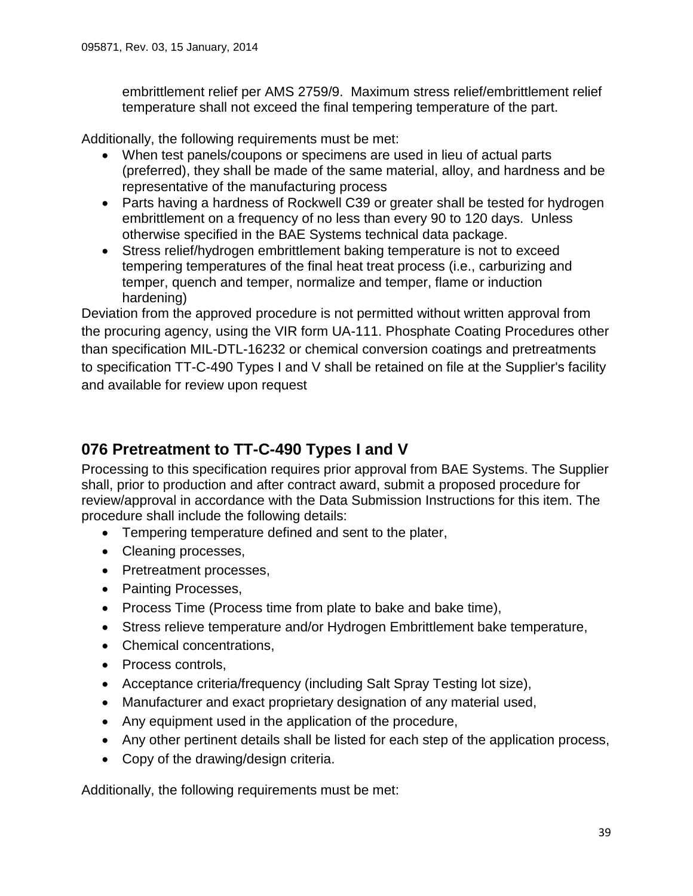embrittlement relief per AMS 2759/9. Maximum stress relief/embrittlement relief temperature shall not exceed the final tempering temperature of the part.

Additionally, the following requirements must be met:

- When test panels/coupons or specimens are used in lieu of actual parts (preferred), they shall be made of the same material, alloy, and hardness and be representative of the manufacturing process
- Parts having a hardness of Rockwell C39 or greater shall be tested for hydrogen embrittlement on a frequency of no less than every 90 to 120 days. Unless otherwise specified in the BAE Systems technical data package.
- Stress relief/hydrogen embrittlement baking temperature is not to exceed tempering temperatures of the final heat treat process (i.e., carburizing and temper, quench and temper, normalize and temper, flame or induction hardening)

Deviation from the approved procedure is not permitted without written approval from the procuring agency, using the VIR form UA-111. Phosphate Coating Procedures other than specification MIL-DTL-16232 or chemical conversion coatings and pretreatments to specification TT-C-490 Types I and V shall be retained on file at the Supplier's facility and available for review upon request

## 076 Pretreatment to TT-C-490 Types I and V

Processing to this specification requires prior approval from BAE Systems. The Supplier shall, prior to production and after contract award, submit a proposed procedure for review/approval in accordance with the Data Submission Instructions for this item. The procedure shall include the following details:

- Tempering temperature defined and sent to the plater,
- Cleaning processes,
- Pretreatment processes,
- Painting Processes,
- Process Time (Process time from plate to bake and bake time),
- Stress relieve temperature and/or Hydrogen Embrittlement bake temperature,
- Chemical concentrations,
- Process controls,
- Acceptance criteria/frequency (including Salt Spray Testing lot size),
- Manufacturer and exact proprietary designation of any material used,
- Any equipment used in the application of the procedure,
- Any other pertinent details shall be listed for each step of the application process,
- Copy of the drawing/design criteria.

Additionally, the following requirements must be met: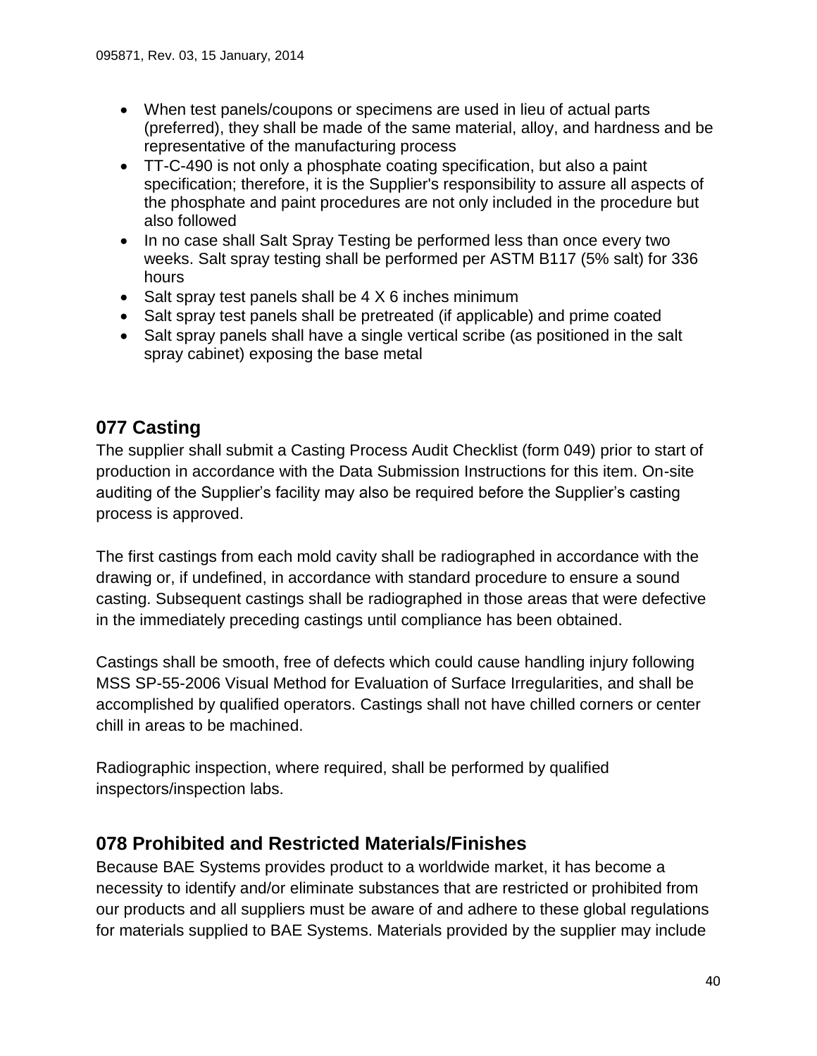- When test panels/coupons or specimens are used in lieu of actual parts (preferred), they shall be made of the same material, alloy, and hardness and be representative of the manufacturing process
- TT-C-490 is not only a phosphate coating specification, but also a paint specification; therefore, it is the Supplier's responsibility to assure all aspects of the phosphate and paint procedures are not only included in the procedure but also followed
- In no case shall Salt Spray Testing be performed less than once every two weeks. Salt spray testing shall be performed per ASTM B117 (5% salt) for 336 hours
- Salt spray test panels shall be 4 X 6 inches minimum
- Salt spray test panels shall be pretreated (if applicable) and prime coated
- Salt spray panels shall have a single vertical scribe (as positioned in the salt spray cabinet) exposing the base metal

## 077 Casting

The supplier shall submit a Casting Process Audit Checklist (form 049) prior to start of production in accordance with the Data Submission Instructions for this item. On-site auditing of the Supplier's facility may also be required before the Supplier's casting process is approved.

The first castings from each mold cavity shall be radiographed in accordance with the drawing or, if undefined, in accordance with standard procedure to ensure a sound casting. Subsequent castings shall be radiographed in those areas that were defective in the immediately preceding castings until compliance has been obtained.

Castings shall be smooth, free of defects which could cause handling injury following MSS SP-55-2006 Visual Method for Evaluation of Surface Irregularities, and shall be accomplished by qualified operators. Castings shall not have chilled corners or center chill in areas to be machined.

Radiographic inspection, where required, shall be performed by qualified inspectors/inspection labs.

## 078 Prohibited and Restricted Materials/Finishes

Because BAE Systems provides product to a worldwide market, it has become a necessity to identify and/or eliminate substances that are restricted or prohibited from our products and all suppliers must be aware of and adhere to these global regulations for materials supplied to BAE Systems. Materials provided by the supplier may include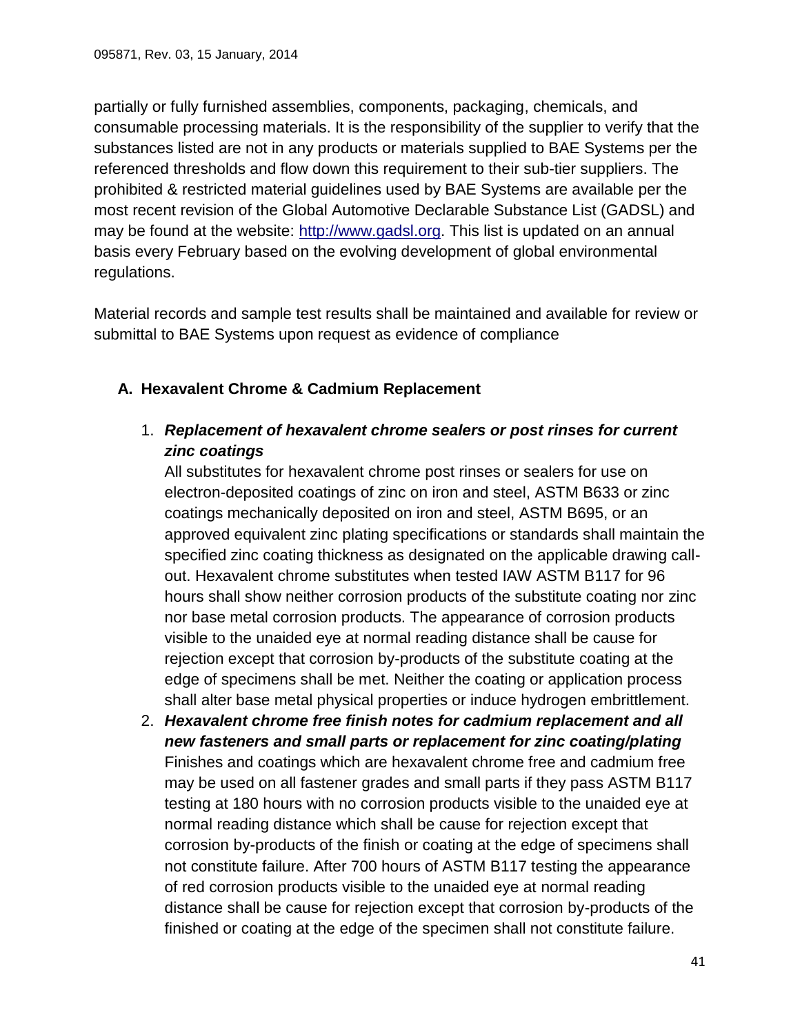partially or fully furnished assemblies, components, packaging, chemicals, and consumable processing materials. It is the responsibility of the supplier to verify that the substances listed are not in any products or materials supplied to BAE Systems per the referenced thresholds and flow down this requirement to their sub-tier suppliers. The prohibited & restricted material guidelines used by BAE Systems are available per the most recent revision of the Global Automotive Declarable Substance List (GADSL) and may be found at the website: [http://www.gadsl.org](http://www.gadsl.org). This list is updated on an annual basis every February based on the evolving development of global environmental regulations.

Material records and sample test results shall be maintained and available for review or submittal to BAE Systems upon request as evidence of compliance

## A. Hexavalent Chrome & Cadmium Replacement

1. ***Replacement of hexavalent chrome sealers or post rinses for current zinc coatings***
   All substitutes for hexavalent chrome post rinses or sealers for use on electron-deposited coatings of zinc on iron and steel, ASTM B633 or zinc coatings mechanically deposited on iron and steel, ASTM B695, or an approved equivalent zinc plating specifications or standards shall maintain the specified zinc coating thickness as designated on the applicable drawing call-out. Hexavalent chrome substitutes when tested IAW ASTM B117 for 96 hours shall show neither corrosion products of the substitute coating nor zinc nor base metal corrosion products. The appearance of corrosion products visible to the unaided eye at normal reading distance shall be cause for rejection except that corrosion by-products of the substitute coating at the edge of specimens shall be met. Neither the coating or application process shall alter base metal physical properties or induce hydrogen embrittlement.
2. ***Hexavalent chrome free finish notes for cadmium replacement and all new fasteners and small parts or replacement for zinc coating/plating***
   Finishes and coatings which are hexavalent chrome free and cadmium free may be used on all fastener grades and small parts if they pass ASTM B117 testing at 180 hours with no corrosion products visible to the unaided eye at normal reading distance which shall be cause for rejection except that corrosion by-products of the finish or coating at the edge of specimens shall not constitute failure. After 700 hours of ASTM B117 testing the appearance of red corrosion products visible to the unaided eye at normal reading distance shall be cause for rejection except that corrosion by-products of the finished or coating at the edge of the specimen shall not constitute failure.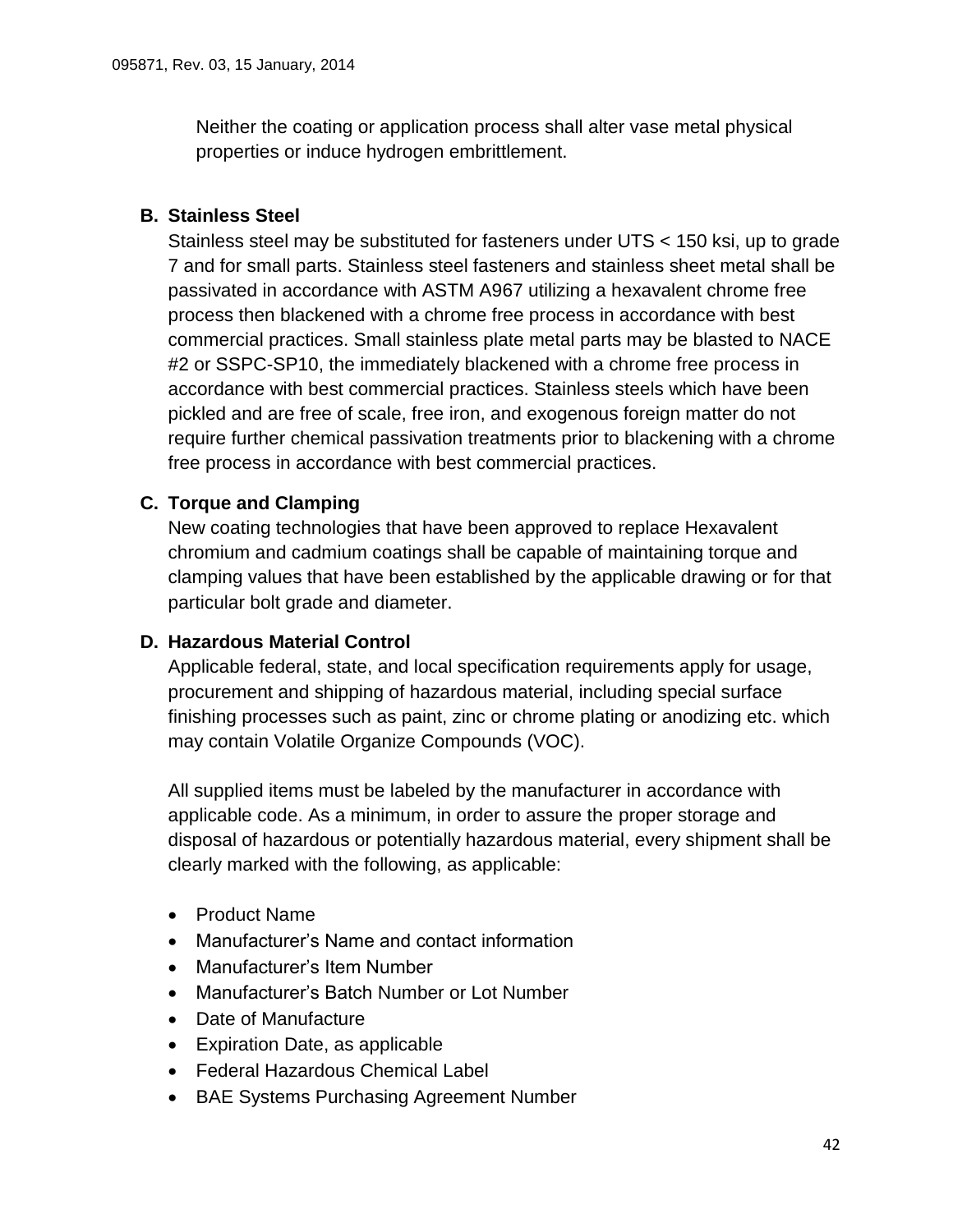Neither the coating or application process shall alter vase metal physical properties or induce hydrogen embrittlement.

**B. Stainless Steel**

Stainless steel may be substituted for fasteners under UTS < 150 ksi, up to grade 7 and for small parts. Stainless steel fasteners and stainless sheet metal shall be passivated in accordance with ASTM A967 utilizing a hexavalent chrome free process then blackened with a chrome free process in accordance with best commercial practices. Small stainless plate metal parts may be blasted to NACE #2 or SSPC-SP10, the immediately blackened with a chrome free process in accordance with best commercial practices. Stainless steels which have been pickled and are free of scale, free iron, and exogenous foreign matter do not require further chemical passivation treatments prior to blackening with a chrome free process in accordance with best commercial practices.

**C. Torque and Clamping**

New coating technologies that have been approved to replace Hexavalent chromium and cadmium coatings shall be capable of maintaining torque and clamping values that have been established by the applicable drawing or for that particular bolt grade and diameter.

**D. Hazardous Material Control**

Applicable federal, state, and local specification requirements apply for usage, procurement and shipping of hazardous material, including special surface finishing processes such as paint, zinc or chrome plating or anodizing etc. which may contain Volatile Organize Compounds (VOC).

All supplied items must be labeled by the manufacturer in accordance with applicable code. As a minimum, in order to assure the proper storage and disposal of hazardous or potentially hazardous material, every shipment shall be clearly marked with the following, as applicable:

- Product Name
- Manufacturer's Name and contact information
- Manufacturer's Item Number
- Manufacturer's Batch Number or Lot Number
- Date of Manufacture
- Expiration Date, as applicable
- Federal Hazardous Chemical Label
- BAE Systems Purchasing Agreement Number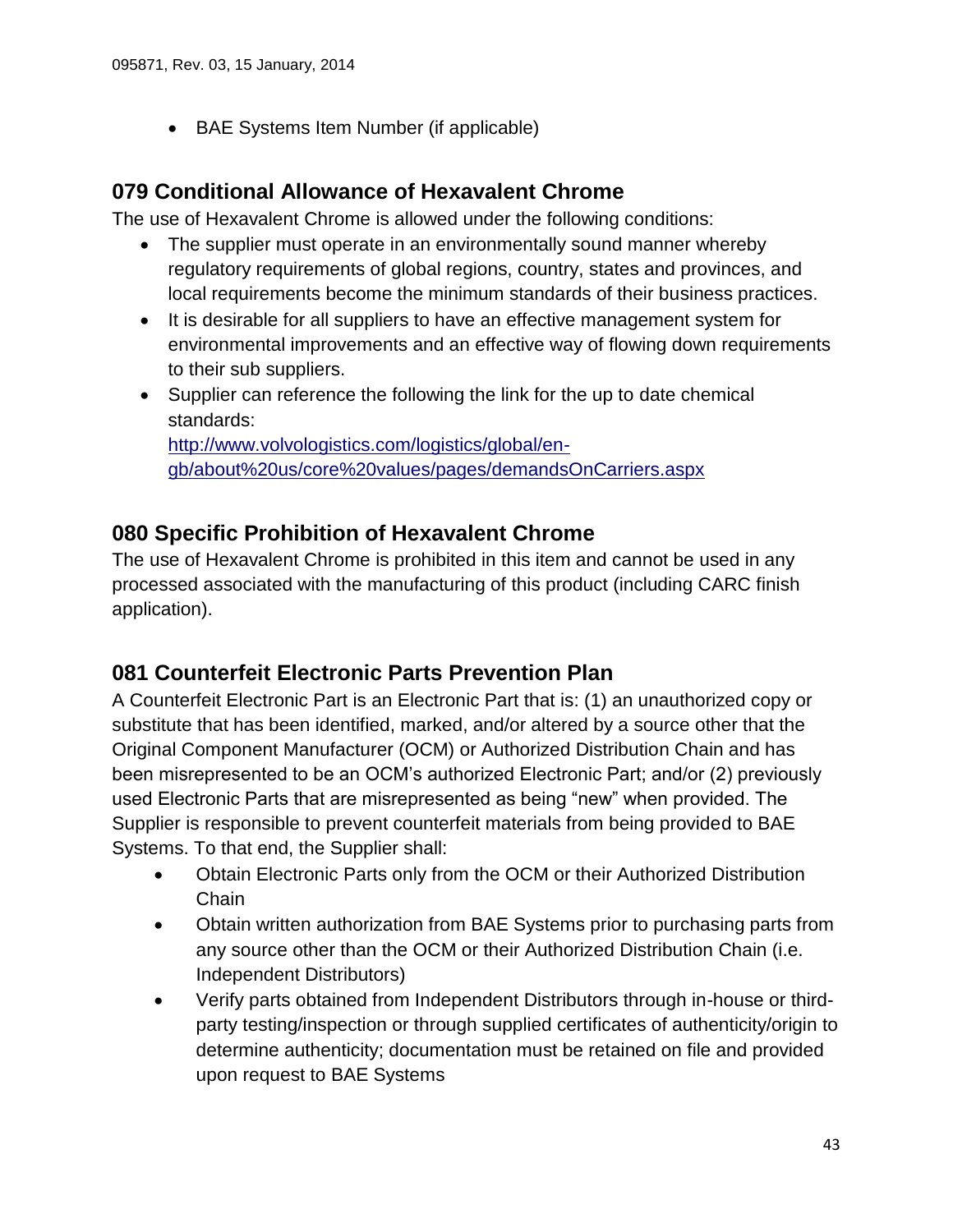- BAE Systems Item Number (if applicable)

## 079 Conditional Allowance of Hexavalent Chrome

The use of Hexavalent Chrome is allowed under the following conditions:

- The supplier must operate in an environmentally sound manner whereby regulatory requirements of global regions, country, states and provinces, and local requirements become the minimum standards of their business practices.
- It is desirable for all suppliers to have an effective management system for environmental improvements and an effective way of flowing down requirements to their sub suppliers.
- Supplier can reference the following the link for the up to date chemical standards: [http://www.volvologistics.com/logistics/global/en-gb/about%20us/core%20values/pages/demandsOnCarriers.aspx](http://www.volvologistics.com/logistics/global/en-gb/about%20us/core%20values/pages/demandsOnCarriers.aspx)

## 080 Specific Prohibition of Hexavalent Chrome

The use of Hexavalent Chrome is prohibited in this item and cannot be used in any processed associated with the manufacturing of this product (including CARC finish application).

## 081 Counterfeit Electronic Parts Prevention Plan

A Counterfeit Electronic Part is an Electronic Part that is: (1) an unauthorized copy or substitute that has been identified, marked, and/or altered by a source other that the Original Component Manufacturer (OCM) or Authorized Distribution Chain and has been misrepresented to be an OCM's authorized Electronic Part; and/or (2) previously used Electronic Parts that are misrepresented as being "new" when provided. The Supplier is responsible to prevent counterfeit materials from being provided to BAE Systems. To that end, the Supplier shall:

- Obtain Electronic Parts only from the OCM or their Authorized Distribution Chain
- Obtain written authorization from BAE Systems prior to purchasing parts from any source other than the OCM or their Authorized Distribution Chain (i.e. Independent Distributors)
- Verify parts obtained from Independent Distributors through in-house or third-party testing/inspection or through supplied certificates of authenticity/origin to determine authenticity; documentation must be retained on file and provided upon request to BAE Systems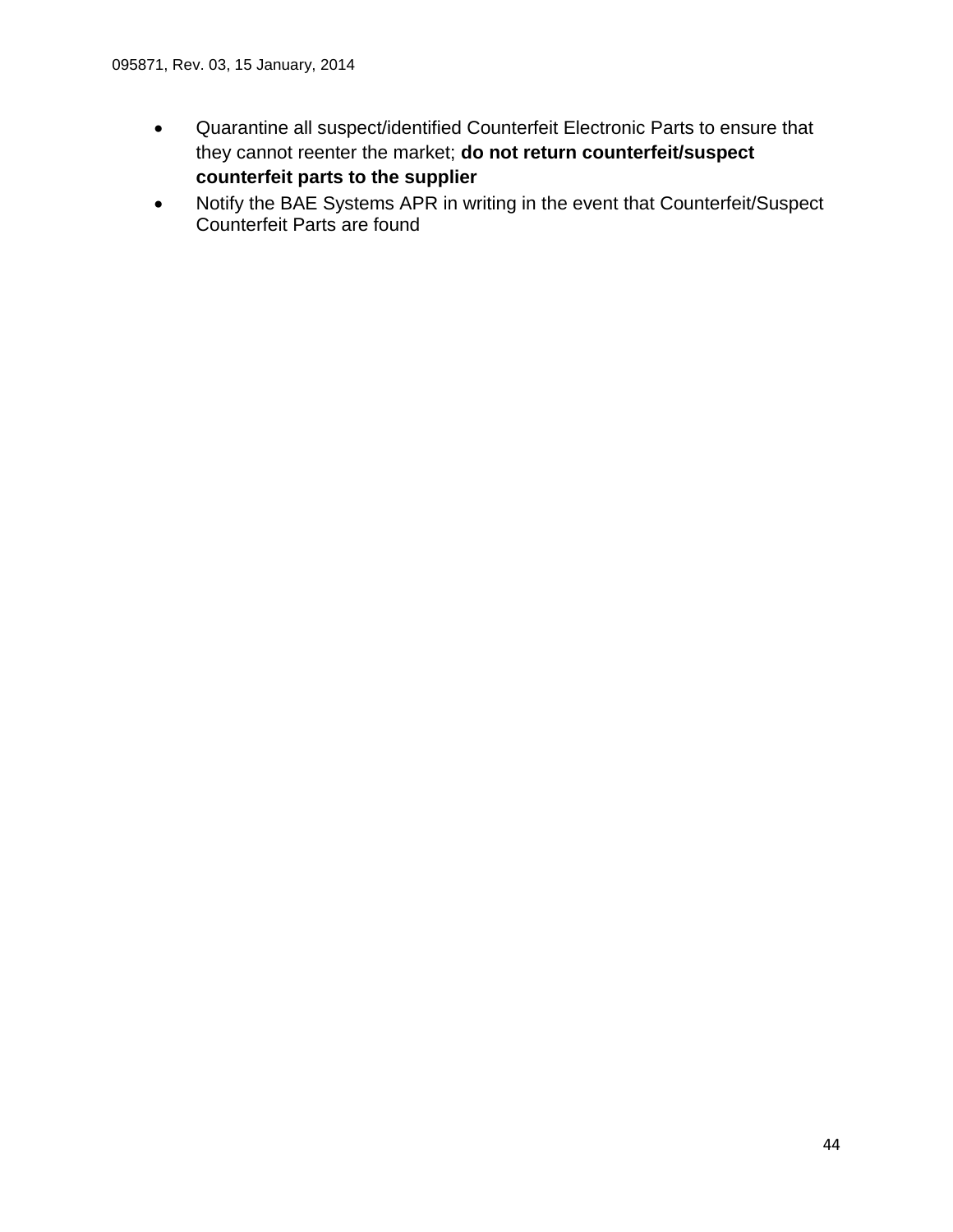- Quarantine all suspect/identified Counterfeit Electronic Parts to ensure that they cannot reenter the market; **do not return counterfeit/suspect counterfeit parts to the supplier**
- Notify the BAE Systems APR in writing in the event that Counterfeit/Suspect Counterfeit Parts are found